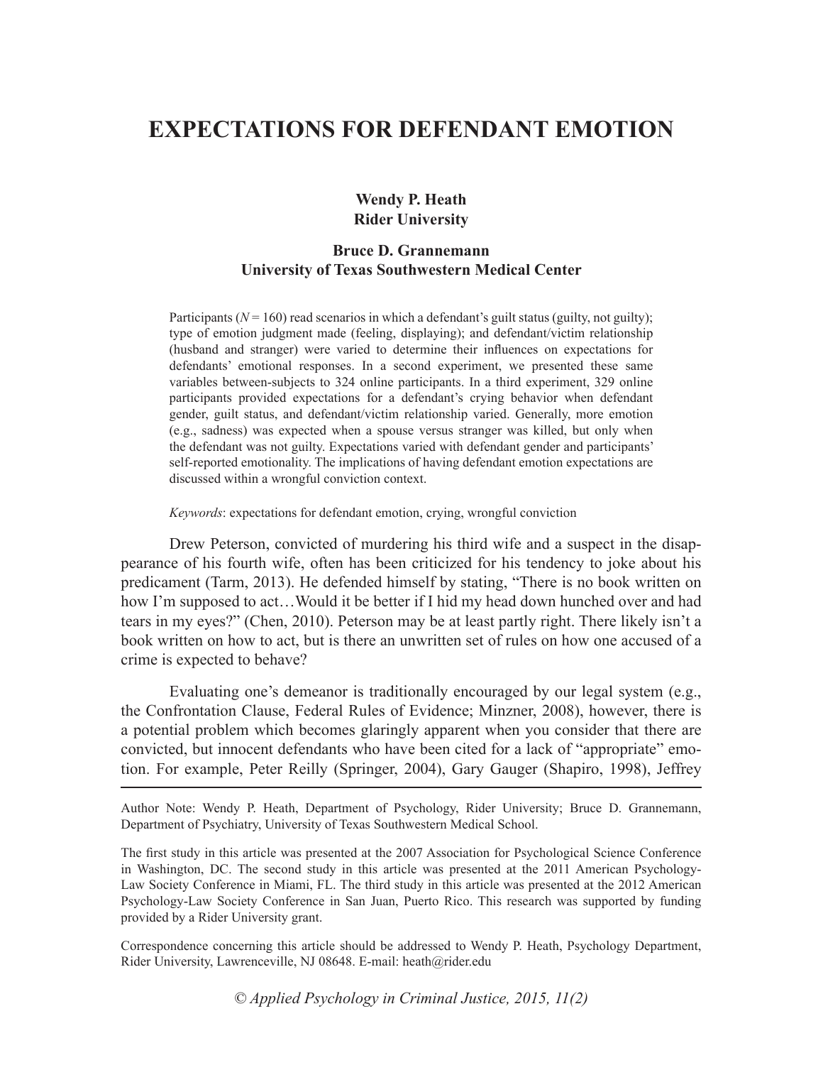# EXPECTATIONS FOR DEFENDANT EMOTION

**Wendy P. Heath**
**Rider University**

**Bruce D. Grannemann**
**University of Texas Southwestern Medical Center**

Participants ($N = 160$) read scenarios in which a defendant's guilt status (guilty, not guilty); type of emotion judgment made (feeling, displaying); and defendant/victim relationship (husband and stranger) were varied to determine their influences on expectations for defendants' emotional responses. In a second experiment, we presented these same variables between-subjects to 324 online participants. In a third experiment, 329 online participants provided expectations for a defendant's crying behavior when defendant gender, guilt status, and defendant/victim relationship varied. Generally, more emotion (e.g., sadness) was expected when a spouse versus stranger was killed, but only when the defendant was not guilty. Expectations varied with defendant gender and participants' self-reported emotionality. The implications of having defendant emotion expectations are discussed within a wrongful conviction context.

*Keywords*: expectations for defendant emotion, crying, wrongful conviction

Drew Peterson, convicted of murdering his third wife and a suspect in the disappearance of his fourth wife, often has been criticized for his tendency to joke about his predicament (Tarm, 2013). He defended himself by stating, "There is no book written on how I'm supposed to act…Would it be better if I hid my head down hunched over and had tears in my eyes?" (Chen, 2010). Peterson may be at least partly right. There likely isn't a book written on how to act, but is there an unwritten set of rules on how one accused of a crime is expected to behave?

Evaluating one's demeanor is traditionally encouraged by our legal system (e.g., the Confrontation Clause, Federal Rules of Evidence; Minzner, 2008), however, there is a potential problem which becomes glaringly apparent when you consider that there are convicted, but innocent defendants who have been cited for a lack of "appropriate" emotion. For example, Peter Reilly (Springer, 2004), Gary Gauger (Shapiro, 1998), Jeffrey

---

Author Note: Wendy P. Heath, Department of Psychology, Rider University; Bruce D. Grannemann, Department of Psychiatry, University of Texas Southwestern Medical School.

The first study in this article was presented at the 2007 Association for Psychological Science Conference in Washington, DC. The second study in this article was presented at the 2011 American Psychology-Law Society Conference in Miami, FL. The third study in this article was presented at the 2012 American Psychology-Law Society Conference in San Juan, Puerto Rico. This research was supported by funding provided by a Rider University grant.

Correspondence concerning this article should be addressed to Wendy P. Heath, Psychology Department, Rider University, Lawrenceville, NJ 08648. E-mail: heath@rider.edu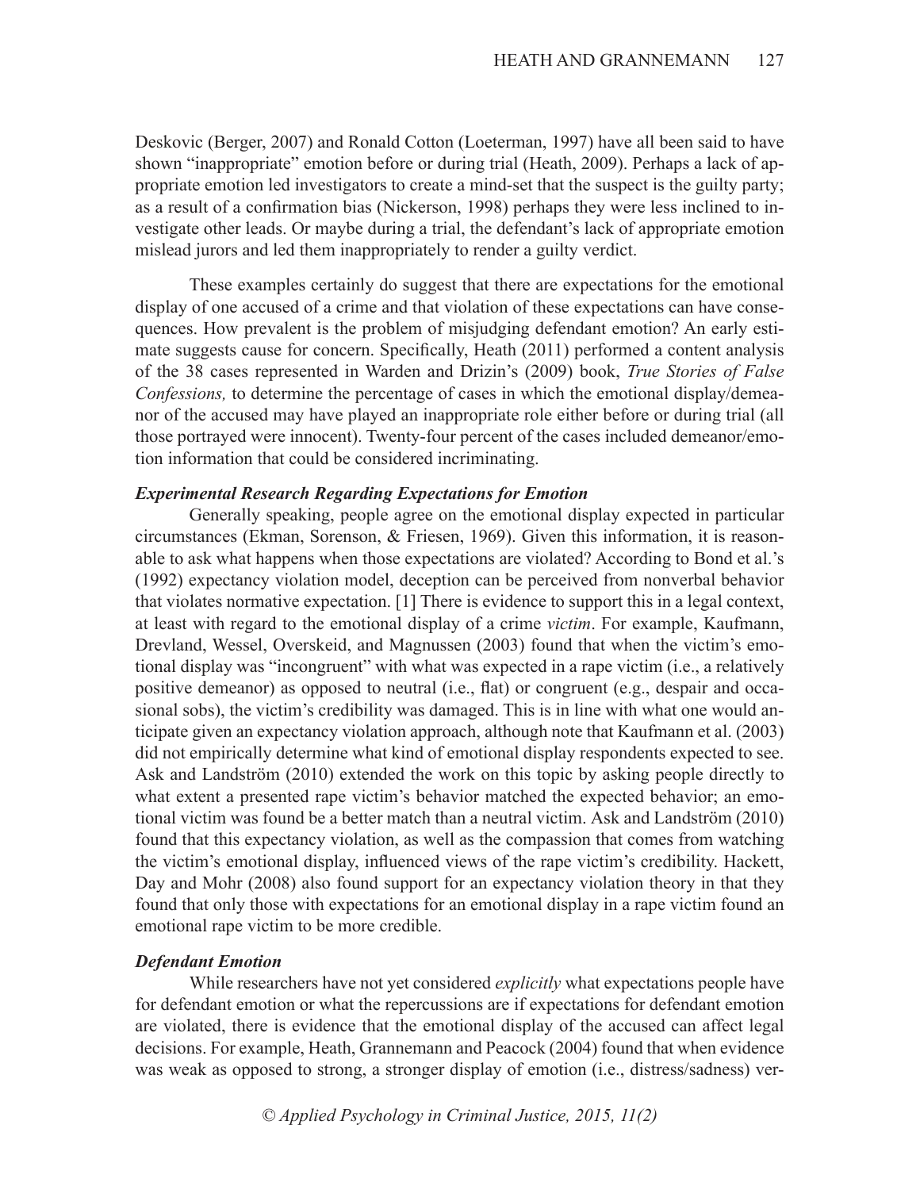Deskovic (Berger, 2007) and Ronald Cotton (Loeterman, 1997) have all been said to have shown "inappropriate" emotion before or during trial (Heath, 2009). Perhaps a lack of appropriate emotion led investigators to create a mind-set that the suspect is the guilty party; as a result of a confirmation bias (Nickerson, 1998) perhaps they were less inclined to investigate other leads. Or maybe during a trial, the defendant's lack of appropriate emotion mislead jurors and led them inappropriately to render a guilty verdict.

These examples certainly do suggest that there are expectations for the emotional display of one accused of a crime and that violation of these expectations can have consequences. How prevalent is the problem of misjudging defendant emotion? An early estimate suggests cause for concern. Specifically, Heath (2011) performed a content analysis of the 38 cases represented in Warden and Drizin's (2009) book, *True Stories of False Confessions,* to determine the percentage of cases in which the emotional display/demeanor of the accused may have played an inappropriate role either before or during trial (all those portrayed were innocent). Twenty-four percent of the cases included demeanor/emotion information that could be considered incriminating.

### *Experimental Research Regarding Expectations for Emotion*

Generally speaking, people agree on the emotional display expected in particular circumstances (Ekman, Sorenson, & Friesen, 1969). Given this information, it is reasonable to ask what happens when those expectations are violated? According to Bond et al.'s (1992) expectancy violation model, deception can be perceived from nonverbal behavior that violates normative expectation. [1] There is evidence to support this in a legal context, at least with regard to the emotional display of a crime *victim*. For example, Kaufmann, Drevland, Wessel, Overskeid, and Magnussen (2003) found that when the victim's emotional display was "incongruent" with what was expected in a rape victim (i.e., a relatively positive demeanor) as opposed to neutral (i.e., flat) or congruent (e.g., despair and occasional sobs), the victim's credibility was damaged. This is in line with what one would anticipate given an expectancy violation approach, although note that Kaufmann et al. (2003) did not empirically determine what kind of emotional display respondents expected to see. Ask and Landström (2010) extended the work on this topic by asking people directly to what extent a presented rape victim's behavior matched the expected behavior; an emotional victim was found be a better match than a neutral victim. Ask and Landström (2010) found that this expectancy violation, as well as the compassion that comes from watching the victim's emotional display, influenced views of the rape victim's credibility. Hackett, Day and Mohr (2008) also found support for an expectancy violation theory in that they found that only those with expectations for an emotional display in a rape victim found an emotional rape victim to be more credible.

### *Defendant Emotion*

While researchers have not yet considered *explicitly* what expectations people have for defendant emotion or what the repercussions are if expectations for defendant emotion are violated, there is evidence that the emotional display of the accused can affect legal decisions. For example, Heath, Grannemann and Peacock (2004) found that when evidence was weak as opposed to strong, a stronger display of emotion (i.e., distress/sadness) ver-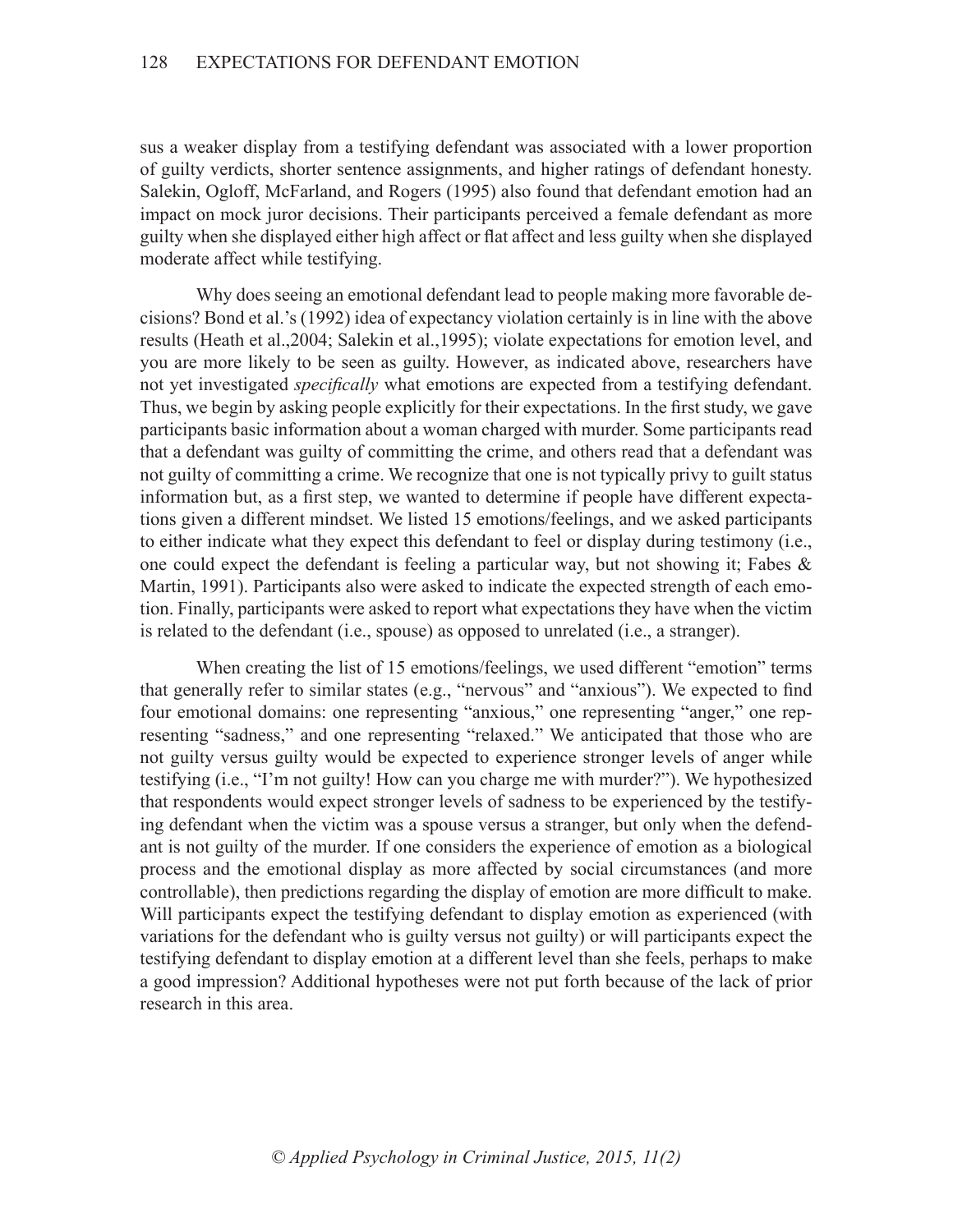sus a weaker display from a testifying defendant was associated with a lower proportion of guilty verdicts, shorter sentence assignments, and higher ratings of defendant honesty. Salekin, Ogloff, McFarland, and Rogers (1995) also found that defendant emotion had an impact on mock juror decisions. Their participants perceived a female defendant as more guilty when she displayed either high affect or flat affect and less guilty when she displayed moderate affect while testifying.

Why does seeing an emotional defendant lead to people making more favorable decisions? Bond et al.'s (1992) idea of expectancy violation certainly is in line with the above results (Heath et al.,2004; Salekin et al.,1995); violate expectations for emotion level, and you are more likely to be seen as guilty. However, as indicated above, researchers have not yet investigated *specifically* what emotions are expected from a testifying defendant. Thus, we begin by asking people explicitly for their expectations. In the first study, we gave participants basic information about a woman charged with murder. Some participants read that a defendant was guilty of committing the crime, and others read that a defendant was not guilty of committing a crime. We recognize that one is not typically privy to guilt status information but, as a first step, we wanted to determine if people have different expectations given a different mindset. We listed 15 emotions/feelings, and we asked participants to either indicate what they expect this defendant to feel or display during testimony (i.e., one could expect the defendant is feeling a particular way, but not showing it; Fabes & Martin, 1991). Participants also were asked to indicate the expected strength of each emotion. Finally, participants were asked to report what expectations they have when the victim is related to the defendant (i.e., spouse) as opposed to unrelated (i.e., a stranger).

When creating the list of 15 emotions/feelings, we used different "emotion" terms that generally refer to similar states (e.g., "nervous" and "anxious"). We expected to find four emotional domains: one representing "anxious," one representing "anger," one representing "sadness," and one representing "relaxed." We anticipated that those who are not guilty versus guilty would be expected to experience stronger levels of anger while testifying (i.e., "I'm not guilty! How can you charge me with murder?"). We hypothesized that respondents would expect stronger levels of sadness to be experienced by the testifying defendant when the victim was a spouse versus a stranger, but only when the defendant is not guilty of the murder. If one considers the experience of emotion as a biological process and the emotional display as more affected by social circumstances (and more controllable), then predictions regarding the display of emotion are more difficult to make. Will participants expect the testifying defendant to display emotion as experienced (with variations for the defendant who is guilty versus not guilty) or will participants expect the testifying defendant to display emotion at a different level than she feels, perhaps to make a good impression? Additional hypotheses were not put forth because of the lack of prior research in this area.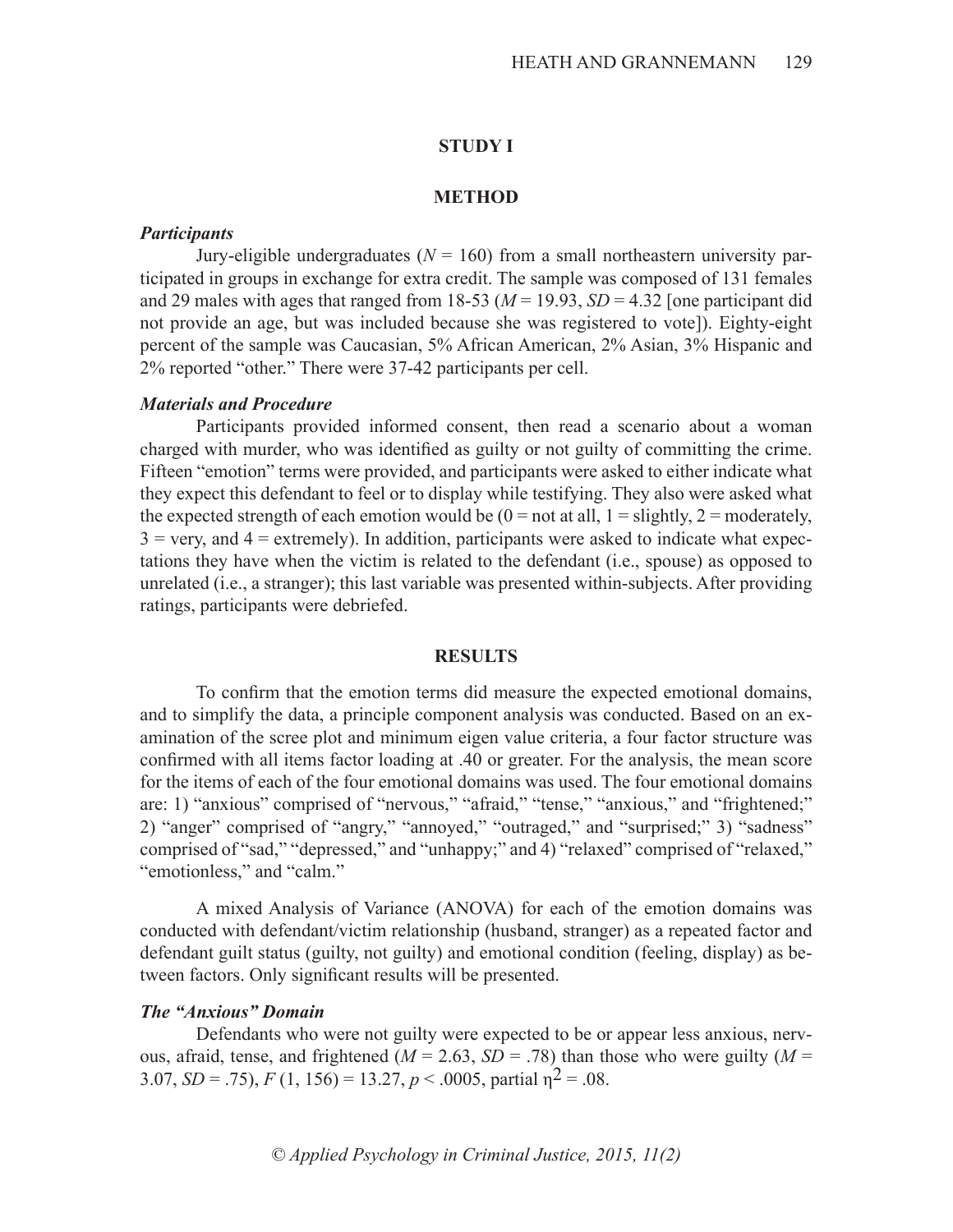## STUDY I

## METHOD

### *Participants*

Jury-eligible undergraduates ($N = 160$) from a small northeastern university participated in groups in exchange for extra credit. The sample was composed of 131 females and 29 males with ages that ranged from 18-53 ($M = 19.93$, $SD = 4.32$ [one participant did not provide an age, but was included because she was registered to vote]). Eighty-eight percent of the sample was Caucasian, 5% African American, 2% Asian, 3% Hispanic and 2% reported "other." There were 37-42 participants per cell.

### *Materials and Procedure*

Participants provided informed consent, then read a scenario about a woman charged with murder, who was identified as guilty or not guilty of committing the crime. Fifteen "emotion" terms were provided, and participants were asked to either indicate what they expect this defendant to feel or to display while testifying. They also were asked what the expected strength of each emotion would be (0 = not at all, 1 = slightly, 2 = moderately, 3 = very, and 4 = extremely). In addition, participants were asked to indicate what expectations they have when the victim is related to the defendant (i.e., spouse) as opposed to unrelated (i.e., a stranger); this last variable was presented within-subjects. After providing ratings, participants were debriefed.

## RESULTS

To confirm that the emotion terms did measure the expected emotional domains, and to simplify the data, a principle component analysis was conducted. Based on an examination of the scree plot and minimum eigen value criteria, a four factor structure was confirmed with all items factor loading at .40 or greater. For the analysis, the mean score for the items of each of the four emotional domains was used. The four emotional domains are: 1) "anxious" comprised of "nervous," "afraid," "tense," "anxious," and "frightened;" 2) "anger" comprised of "angry," "annoyed," "outraged," and "surprised;" 3) "sadness" comprised of "sad," "depressed," and "unhappy;" and 4) "relaxed" comprised of "relaxed," "emotionless," and "calm."

A mixed Analysis of Variance (ANOVA) for each of the emotion domains was conducted with defendant/victim relationship (husband, stranger) as a repeated factor and defendant guilt status (guilty, not guilty) and emotional condition (feeling, display) as between factors. Only significant results will be presented.

### *The "Anxious" Domain*

Defendants who were not guilty were expected to be or appear less anxious, nervous, afraid, tense, and frightened ($M = 2.63$, $SD = .78$) than those who were guilty ($M = 3.07$, $SD = .75$), $F(1, 156) = 13.27$, $p < .0005$, partial $\eta^2 = .08$.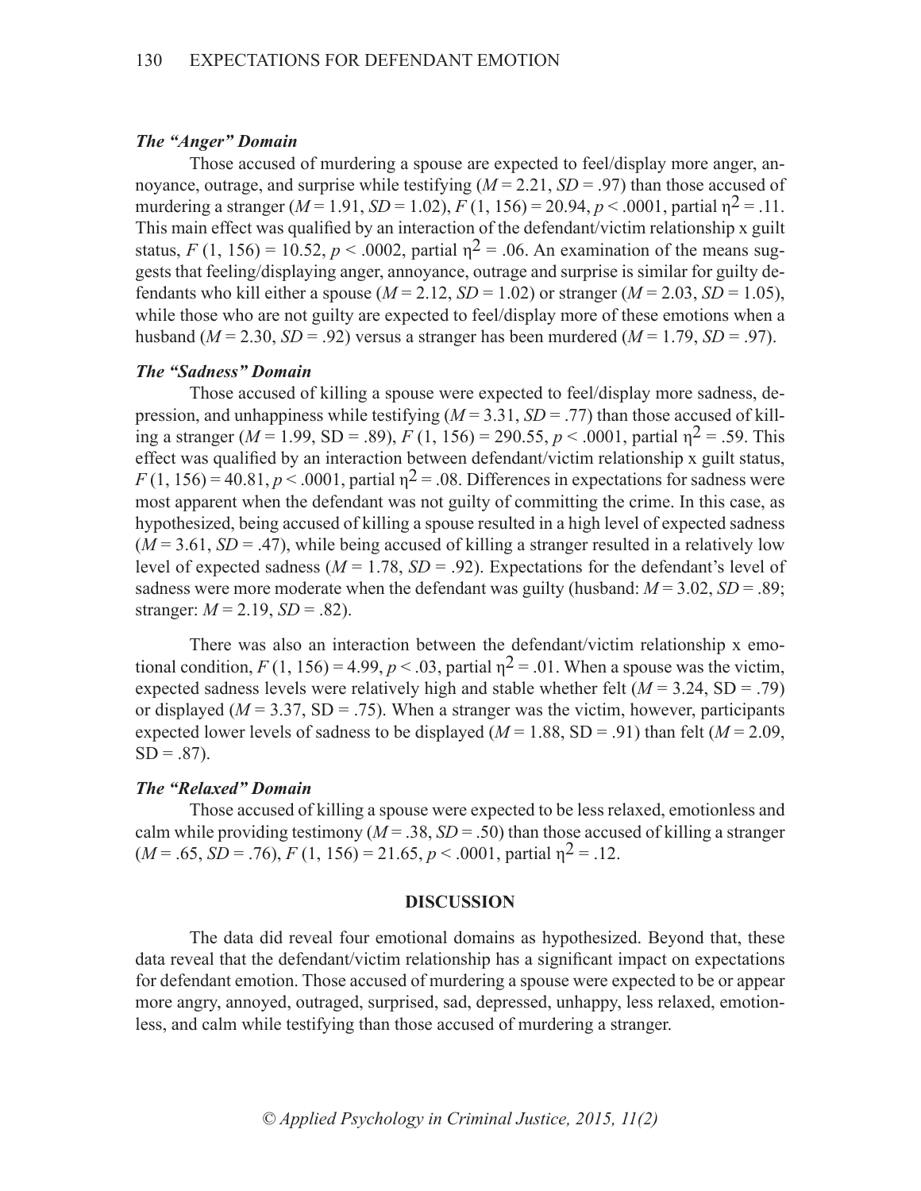### *The "Anger" Domain*

Those accused of murdering a spouse are expected to feel/display more anger, annoyance, outrage, and surprise while testifying ($M = 2.21$, $SD = .97$) than those accused of murdering a stranger ($M = 1.91$, $SD = 1.02$), $F\,(1, 156) = 20.94$, $p < .0001$, partial $\eta^2 = .11$. This main effect was qualified by an interaction of the defendant/victim relationship x guilt status, $F\,(1, 156) = 10.52$, $p < .0002$, partial $\eta^2 = .06$. An examination of the means suggests that feeling/displaying anger, annoyance, outrage and surprise is similar for guilty defendants who kill either a spouse ($M = 2.12$, $SD = 1.02$) or stranger ($M = 2.03$, $SD = 1.05$), while those who are not guilty are expected to feel/display more of these emotions when a husband ($M = 2.30$, $SD = .92$) versus a stranger has been murdered ($M = 1.79$, $SD = .97$).

### *The "Sadness" Domain*

Those accused of killing a spouse were expected to feel/display more sadness, depression, and unhappiness while testifying ($M = 3.31$, $SD = .77$) than those accused of killing a stranger ($M = 1.99$, SD = .89), $F\,(1, 156) = 290.55$, $p < .0001$, partial $\eta^2 = .59$. This effect was qualified by an interaction between defendant/victim relationship x guilt status, $F\,(1, 156) = 40.81$, $p < .0001$, partial $\eta^2 = .08$. Differences in expectations for sadness were most apparent when the defendant was not guilty of committing the crime. In this case, as hypothesized, being accused of killing a spouse resulted in a high level of expected sadness ($M = 3.61$, $SD = .47$), while being accused of killing a stranger resulted in a relatively low level of expected sadness ($M = 1.78$, $SD = .92$). Expectations for the defendant's level of sadness were more moderate when the defendant was guilty (husband: $M = 3.02$, $SD = .89$; stranger: $M = 2.19$, $SD = .82$).

There was also an interaction between the defendant/victim relationship x emotional condition, $F\,(1, 156) = 4.99$, $p < .03$, partial $\eta^2 = .01$. When a spouse was the victim, expected sadness levels were relatively high and stable whether felt ($M = 3.24$, SD = .79) or displayed ($M = 3.37$, SD = .75). When a stranger was the victim, however, participants expected lower levels of sadness to be displayed ($M = 1.88$, SD = .91) than felt ($M = 2.09$, SD = .87).

### *The "Relaxed" Domain*

Those accused of killing a spouse were expected to be less relaxed, emotionless and calm while providing testimony ($M = .38$, $SD = .50$) than those accused of killing a stranger ($M = .65$, $SD = .76$), $F\,(1, 156) = 21.65$, $p < .0001$, partial $\eta^2 = .12$.

## DISCUSSION

The data did reveal four emotional domains as hypothesized. Beyond that, these data reveal that the defendant/victim relationship has a significant impact on expectations for defendant emotion. Those accused of murdering a spouse were expected to be or appear more angry, annoyed, outraged, surprised, sad, depressed, unhappy, less relaxed, emotionless, and calm while testifying than those accused of murdering a stranger.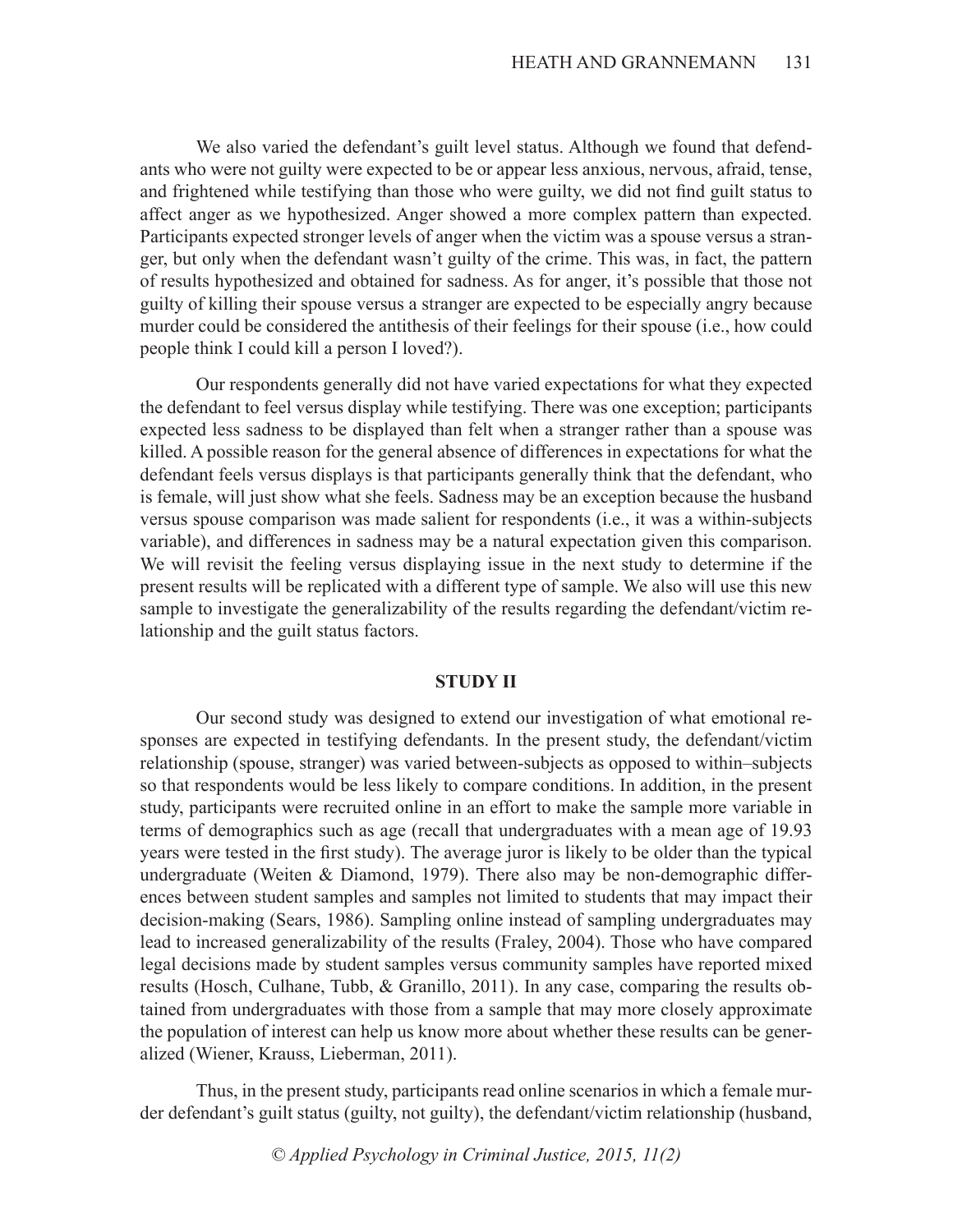We also varied the defendant's guilt level status. Although we found that defendants who were not guilty were expected to be or appear less anxious, nervous, afraid, tense, and frightened while testifying than those who were guilty, we did not find guilt status to affect anger as we hypothesized. Anger showed a more complex pattern than expected. Participants expected stronger levels of anger when the victim was a spouse versus a stranger, but only when the defendant wasn't guilty of the crime. This was, in fact, the pattern of results hypothesized and obtained for sadness. As for anger, it's possible that those not guilty of killing their spouse versus a stranger are expected to be especially angry because murder could be considered the antithesis of their feelings for their spouse (i.e., how could people think I could kill a person I loved?).

Our respondents generally did not have varied expectations for what they expected the defendant to feel versus display while testifying. There was one exception; participants expected less sadness to be displayed than felt when a stranger rather than a spouse was killed. A possible reason for the general absence of differences in expectations for what the defendant feels versus displays is that participants generally think that the defendant, who is female, will just show what she feels. Sadness may be an exception because the husband versus spouse comparison was made salient for respondents (i.e., it was a within-subjects variable), and differences in sadness may be a natural expectation given this comparison. We will revisit the feeling versus displaying issue in the next study to determine if the present results will be replicated with a different type of sample. We also will use this new sample to investigate the generalizability of the results regarding the defendant/victim relationship and the guilt status factors.

## STUDY II

Our second study was designed to extend our investigation of what emotional responses are expected in testifying defendants. In the present study, the defendant/victim relationship (spouse, stranger) was varied between-subjects as opposed to within–subjects so that respondents would be less likely to compare conditions. In addition, in the present study, participants were recruited online in an effort to make the sample more variable in terms of demographics such as age (recall that undergraduates with a mean age of 19.93 years were tested in the first study). The average juror is likely to be older than the typical undergraduate (Weiten & Diamond, 1979). There also may be non-demographic differences between student samples and samples not limited to students that may impact their decision-making (Sears, 1986). Sampling online instead of sampling undergraduates may lead to increased generalizability of the results (Fraley, 2004). Those who have compared legal decisions made by student samples versus community samples have reported mixed results (Hosch, Culhane, Tubb, & Granillo, 2011). In any case, comparing the results obtained from undergraduates with those from a sample that may more closely approximate the population of interest can help us know more about whether these results can be generalized (Wiener, Krauss, Lieberman, 2011).

Thus, in the present study, participants read online scenarios in which a female murder defendant's guilt status (guilty, not guilty), the defendant/victim relationship (husband,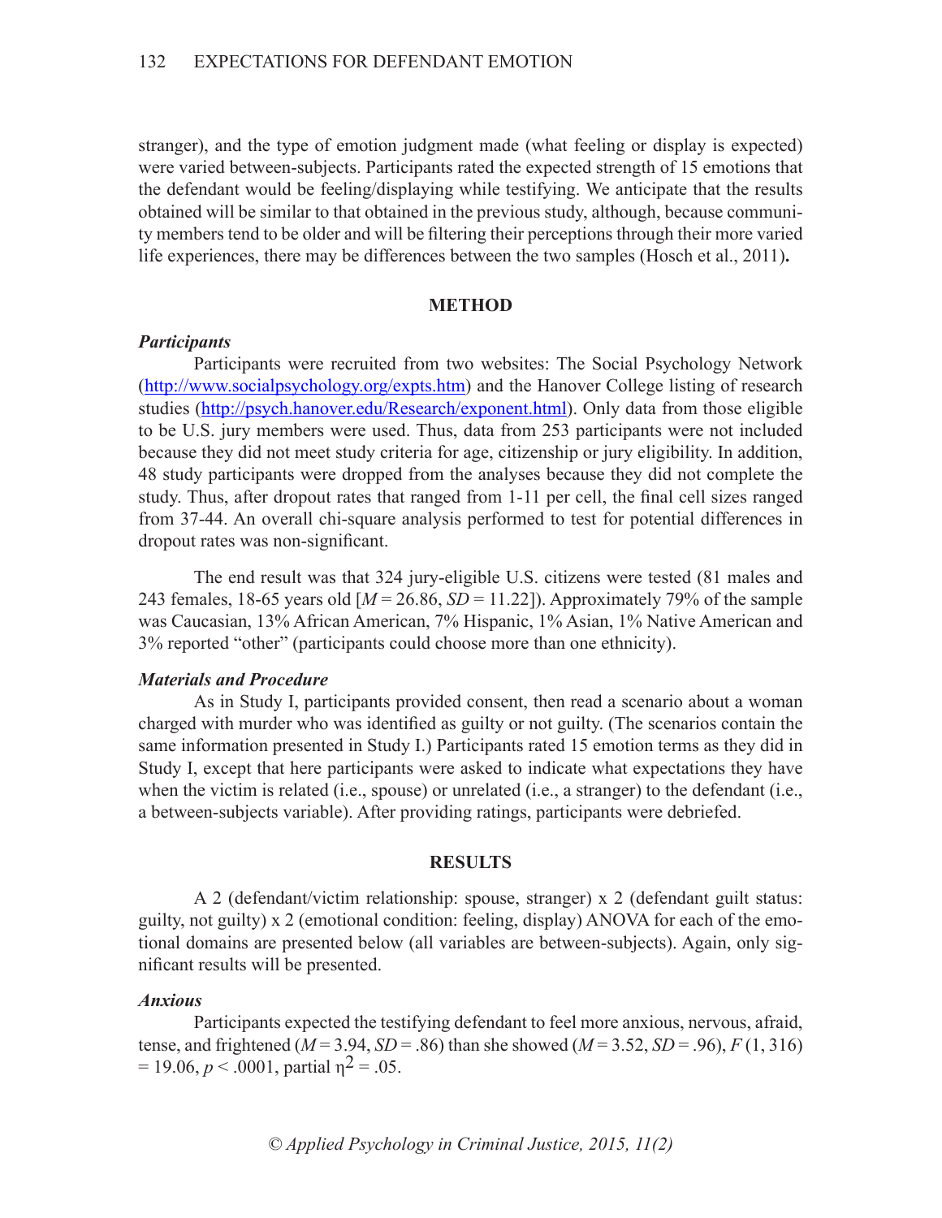stranger), and the type of emotion judgment made (what feeling or display is expected) were varied between-subjects. Participants rated the expected strength of 15 emotions that the defendant would be feeling/displaying while testifying. We anticipate that the results obtained will be similar to that obtained in the previous study, although, because community members tend to be older and will be filtering their perceptions through their more varied life experiences, there may be differences between the two samples (Hosch et al., 2011)**.**

## METHOD

### *Participants*

Participants were recruited from two websites: The Social Psychology Network (http://www.socialpsychology.org/expts.htm) and the Hanover College listing of research studies (http://psych.hanover.edu/Research/exponent.html). Only data from those eligible to be U.S. jury members were used. Thus, data from 253 participants were not included because they did not meet study criteria for age, citizenship or jury eligibility. In addition, 48 study participants were dropped from the analyses because they did not complete the study. Thus, after dropout rates that ranged from 1-11 per cell, the final cell sizes ranged from 37-44. An overall chi-square analysis performed to test for potential differences in dropout rates was non-significant.

The end result was that 324 jury-eligible U.S. citizens were tested (81 males and 243 females, 18-65 years old [$M = 26.86$, $SD = 11.22$]). Approximately 79% of the sample was Caucasian, 13% African American, 7% Hispanic, 1% Asian, 1% Native American and 3% reported "other" (participants could choose more than one ethnicity).

### *Materials and Procedure*

As in Study I, participants provided consent, then read a scenario about a woman charged with murder who was identified as guilty or not guilty. (The scenarios contain the same information presented in Study I.) Participants rated 15 emotion terms as they did in Study I, except that here participants were asked to indicate what expectations they have when the victim is related (i.e., spouse) or unrelated (i.e., a stranger) to the defendant (i.e., a between-subjects variable). After providing ratings, participants were debriefed.

## RESULTS

A 2 (defendant/victim relationship: spouse, stranger) x 2 (defendant guilt status: guilty, not guilty) x 2 (emotional condition: feeling, display) ANOVA for each of the emotional domains are presented below (all variables are between-subjects). Again, only significant results will be presented.

### *Anxious*

Participants expected the testifying defendant to feel more anxious, nervous, afraid, tense, and frightened ($M = 3.94$, $SD = .86$) than she showed ($M = 3.52$, $SD = .96$), $F(1, 316) = 19.06$, $p < .0001$, partial $\eta^2 = .05$.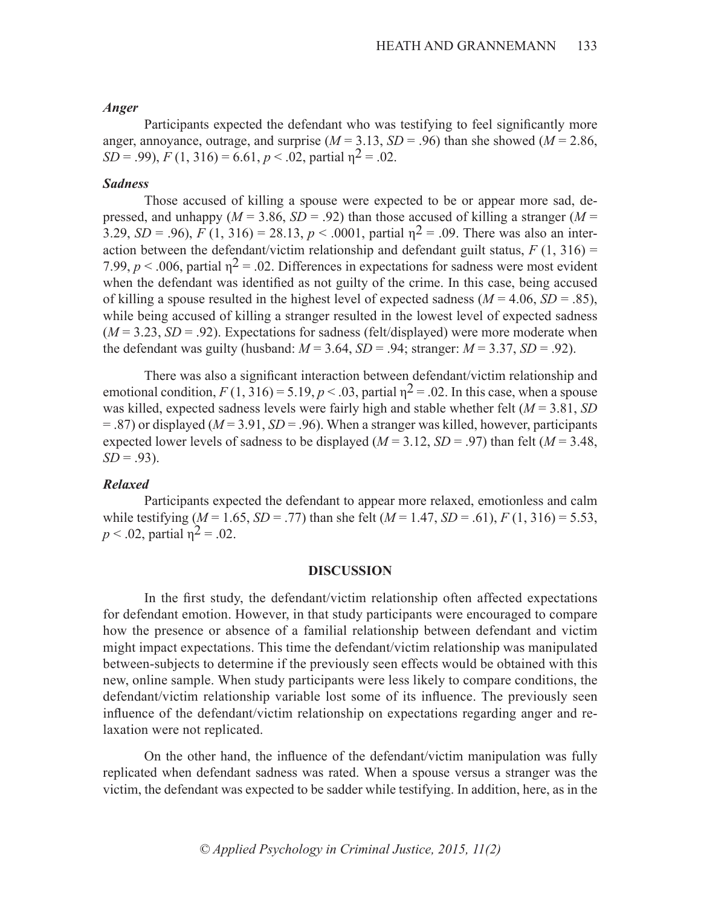### *Anger*

Participants expected the defendant who was testifying to feel significantly more anger, annoyance, outrage, and surprise ($M = 3.13$, $SD = .96$) than she showed ($M = 2.86$, $SD = .99$), $F\ (1, 316) = 6.61$, $p < .02$, partial $\eta^2 = .02$.

### *Sadness*

Those accused of killing a spouse were expected to be or appear more sad, depressed, and unhappy ($M = 3.86$, $SD = .92$) than those accused of killing a stranger ($M = 3.29$, $SD = .96$), $F\ (1, 316) = 28.13$, $p < .0001$, partial $\eta^2 = .09$. There was also an interaction between the defendant/victim relationship and defendant guilt status, $F\ (1, 316) = 7.99$, $p < .006$, partial $\eta^2 = .02$. Differences in expectations for sadness were most evident when the defendant was identified as not guilty of the crime. In this case, being accused of killing a spouse resulted in the highest level of expected sadness ($M = 4.06$, $SD = .85$), while being accused of killing a stranger resulted in the lowest level of expected sadness ($M = 3.23$, $SD = .92$). Expectations for sadness (felt/displayed) were more moderate when the defendant was guilty (husband: $M = 3.64$, $SD = .94$; stranger: $M = 3.37$, $SD = .92$).

There was also a significant interaction between defendant/victim relationship and emotional condition, $F\ (1, 316) = 5.19$, $p < .03$, partial $\eta^2 = .02$. In this case, when a spouse was killed, expected sadness levels were fairly high and stable whether felt ($M = 3.81$, $SD = .87$) or displayed ($M = 3.91$, $SD = .96$). When a stranger was killed, however, participants expected lower levels of sadness to be displayed ($M = 3.12$, $SD = .97$) than felt ($M = 3.48$, $SD = .93$).

### *Relaxed*

Participants expected the defendant to appear more relaxed, emotionless and calm while testifying ($M = 1.65$, $SD = .77$) than she felt ($M = 1.47$, $SD = .61$), $F\ (1, 316) = 5.53$, $p < .02$, partial $\eta^2 = .02$.

## DISCUSSION

In the first study, the defendant/victim relationship often affected expectations for defendant emotion. However, in that study participants were encouraged to compare how the presence or absence of a familial relationship between defendant and victim might impact expectations. This time the defendant/victim relationship was manipulated between-subjects to determine if the previously seen effects would be obtained with this new, online sample. When study participants were less likely to compare conditions, the defendant/victim relationship variable lost some of its influence. The previously seen influence of the defendant/victim relationship on expectations regarding anger and relaxation were not replicated.

On the other hand, the influence of the defendant/victim manipulation was fully replicated when defendant sadness was rated. When a spouse versus a stranger was the victim, the defendant was expected to be sadder while testifying. In addition, here, as in the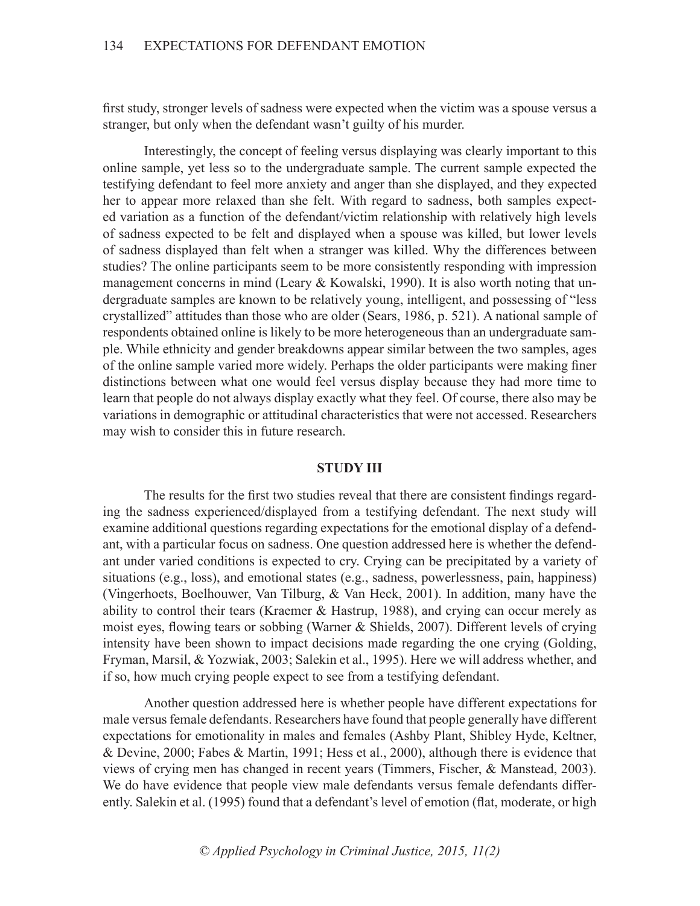first study, stronger levels of sadness were expected when the victim was a spouse versus a stranger, but only when the defendant wasn't guilty of his murder.

Interestingly, the concept of feeling versus displaying was clearly important to this online sample, yet less so to the undergraduate sample. The current sample expected the testifying defendant to feel more anxiety and anger than she displayed, and they expected her to appear more relaxed than she felt. With regard to sadness, both samples expected variation as a function of the defendant/victim relationship with relatively high levels of sadness expected to be felt and displayed when a spouse was killed, but lower levels of sadness displayed than felt when a stranger was killed. Why the differences between studies? The online participants seem to be more consistently responding with impression management concerns in mind (Leary & Kowalski, 1990). It is also worth noting that undergraduate samples are known to be relatively young, intelligent, and possessing of "less crystallized" attitudes than those who are older (Sears, 1986, p. 521). A national sample of respondents obtained online is likely to be more heterogeneous than an undergraduate sample. While ethnicity and gender breakdowns appear similar between the two samples, ages of the online sample varied more widely. Perhaps the older participants were making finer distinctions between what one would feel versus display because they had more time to learn that people do not always display exactly what they feel. Of course, there also may be variations in demographic or attitudinal characteristics that were not accessed. Researchers may wish to consider this in future research.

## STUDY III

The results for the first two studies reveal that there are consistent findings regarding the sadness experienced/displayed from a testifying defendant. The next study will examine additional questions regarding expectations for the emotional display of a defendant, with a particular focus on sadness. One question addressed here is whether the defendant under varied conditions is expected to cry. Crying can be precipitated by a variety of situations (e.g., loss), and emotional states (e.g., sadness, powerlessness, pain, happiness) (Vingerhoets, Boelhouwer, Van Tilburg, & Van Heck, 2001). In addition, many have the ability to control their tears (Kraemer & Hastrup, 1988), and crying can occur merely as moist eyes, flowing tears or sobbing (Warner & Shields, 2007). Different levels of crying intensity have been shown to impact decisions made regarding the one crying (Golding, Fryman, Marsil, & Yozwiak, 2003; Salekin et al., 1995). Here we will address whether, and if so, how much crying people expect to see from a testifying defendant.

Another question addressed here is whether people have different expectations for male versus female defendants. Researchers have found that people generally have different expectations for emotionality in males and females (Ashby Plant, Shibley Hyde, Keltner, & Devine, 2000; Fabes & Martin, 1991; Hess et al., 2000), although there is evidence that views of crying men has changed in recent years (Timmers, Fischer, & Manstead, 2003). We do have evidence that people view male defendants versus female defendants differently. Salekin et al. (1995) found that a defendant's level of emotion (flat, moderate, or high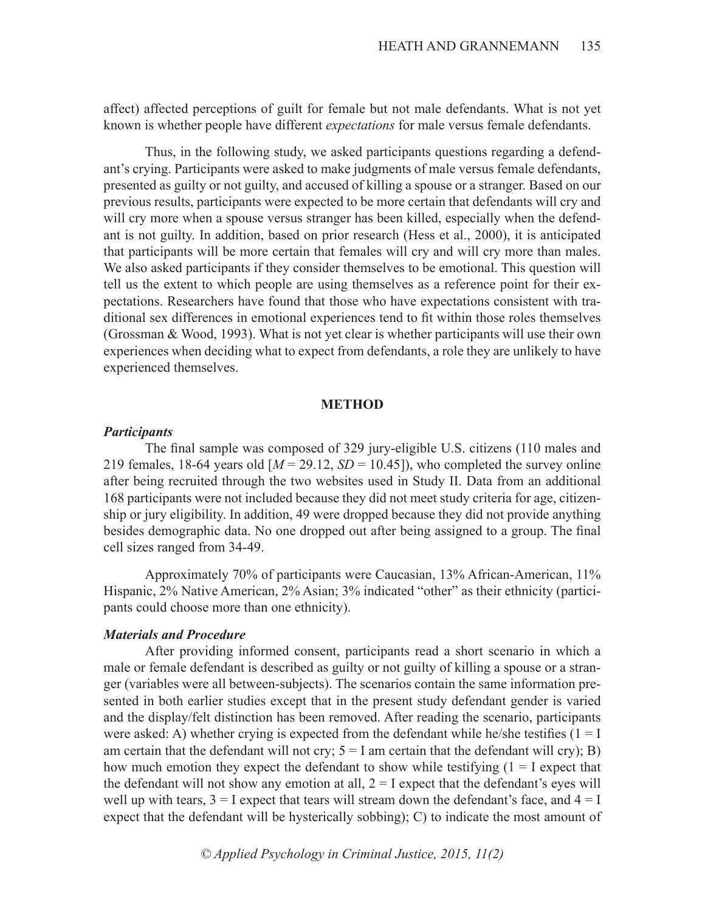affect) affected perceptions of guilt for female but not male defendants. What is not yet known is whether people have different *expectations* for male versus female defendants.

Thus, in the following study, we asked participants questions regarding a defendant's crying. Participants were asked to make judgments of male versus female defendants, presented as guilty or not guilty, and accused of killing a spouse or a stranger. Based on our previous results, participants were expected to be more certain that defendants will cry and will cry more when a spouse versus stranger has been killed, especially when the defendant is not guilty. In addition, based on prior research (Hess et al., 2000), it is anticipated that participants will be more certain that females will cry and will cry more than males. We also asked participants if they consider themselves to be emotional. This question will tell us the extent to which people are using themselves as a reference point for their expectations. Researchers have found that those who have expectations consistent with traditional sex differences in emotional experiences tend to fit within those roles themselves (Grossman & Wood, 1993). What is not yet clear is whether participants will use their own experiences when deciding what to expect from defendants, a role they are unlikely to have experienced themselves.

## METHOD

### *Participants*

The final sample was composed of 329 jury-eligible U.S. citizens (110 males and 219 females, 18-64 years old [$M = 29.12$, $SD = 10.45$]), who completed the survey online after being recruited through the two websites used in Study II. Data from an additional 168 participants were not included because they did not meet study criteria for age, citizenship or jury eligibility. In addition, 49 were dropped because they did not provide anything besides demographic data. No one dropped out after being assigned to a group. The final cell sizes ranged from 34-49.

Approximately 70% of participants were Caucasian, 13% African-American, 11% Hispanic, 2% Native American, 2% Asian; 3% indicated "other" as their ethnicity (participants could choose more than one ethnicity).

### *Materials and Procedure*

After providing informed consent, participants read a short scenario in which a male or female defendant is described as guilty or not guilty of killing a spouse or a stranger (variables were all between-subjects). The scenarios contain the same information presented in both earlier studies except that in the present study defendant gender is varied and the display/felt distinction has been removed. After reading the scenario, participants were asked: A) whether crying is expected from the defendant while he/she testifies (1 = I am certain that the defendant will not cry; 5 = I am certain that the defendant will cry); B) how much emotion they expect the defendant to show while testifying (1 = I expect that the defendant will not show any emotion at all, 2 = I expect that the defendant's eyes will well up with tears, 3 = I expect that tears will stream down the defendant's face, and 4 = I expect that the defendant will be hysterically sobbing); C) to indicate the most amount of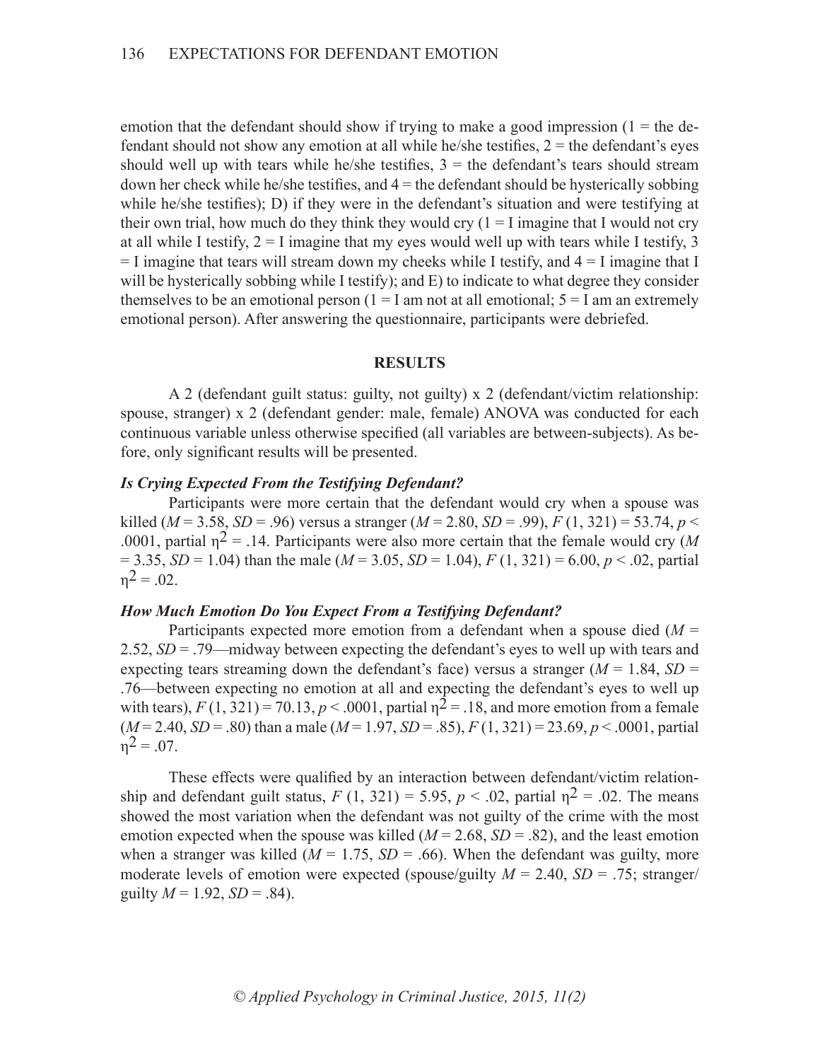emotion that the defendant should show if trying to make a good impression (1 = the defendant should not show any emotion at all while he/she testifies, 2 = the defendant's eyes should well up with tears while he/she testifies, 3 = the defendant's tears should stream down her check while he/she testifies, and 4 = the defendant should be hysterically sobbing while he/she testifies); D) if they were in the defendant's situation and were testifying at their own trial, how much do they think they would cry (1 = I imagine that I would not cry at all while I testify, 2 = I imagine that my eyes would well up with tears while I testify, 3 = I imagine that tears will stream down my cheeks while I testify, and 4 = I imagine that I will be hysterically sobbing while I testify); and E) to indicate to what degree they consider themselves to be an emotional person (1 = I am not at all emotional; 5 = I am an extremely emotional person). After answering the questionnaire, participants were debriefed.

## RESULTS

A 2 (defendant guilt status: guilty, not guilty) x 2 (defendant/victim relationship: spouse, stranger) x 2 (defendant gender: male, female) ANOVA was conducted for each continuous variable unless otherwise specified (all variables are between-subjects). As before, only significant results will be presented.

### *Is Crying Expected From the Testifying Defendant?*

Participants were more certain that the defendant would cry when a spouse was killed ($M = 3.58$, $SD = .96$) versus a stranger ($M = 2.80$, $SD = .99$), $F(1, 321) = 53.74$, $p < .0001$, partial $\eta^2 = .14$. Participants were also more certain that the female would cry ($M = 3.35$, $SD = 1.04$) than the male ($M = 3.05$, $SD = 1.04$), $F(1, 321) = 6.00$, $p < .02$, partial $\eta^2 = .02$.

### *How Much Emotion Do You Expect From a Testifying Defendant?*

Participants expected more emotion from a defendant when a spouse died ($M = 2.52$, $SD = .79$—midway between expecting the defendant's eyes to well up with tears and expecting tears streaming down the defendant's face) versus a stranger ($M = 1.84$, $SD = .76$—between expecting no emotion at all and expecting the defendant's eyes to well up with tears), $F(1, 321) = 70.13$, $p < .0001$, partial $\eta^2 = .18$, and more emotion from a female ($M = 2.40$, $SD = .80$) than a male ($M = 1.97$, $SD = .85$), $F(1, 321) = 23.69$, $p < .0001$, partial $\eta^2 = .07$.

These effects were qualified by an interaction between defendant/victim relationship and defendant guilt status, $F(1, 321) = 5.95$, $p < .02$, partial $\eta^2 = .02$. The means showed the most variation when the defendant was not guilty of the crime with the most emotion expected when the spouse was killed ($M = 2.68$, $SD = .82$), and the least emotion when a stranger was killed ($M = 1.75$, $SD = .66$). When the defendant was guilty, more moderate levels of emotion were expected (spouse/guilty $M = 2.40$, $SD = .75$; stranger/guilty $M = 1.92$, $SD = .84$).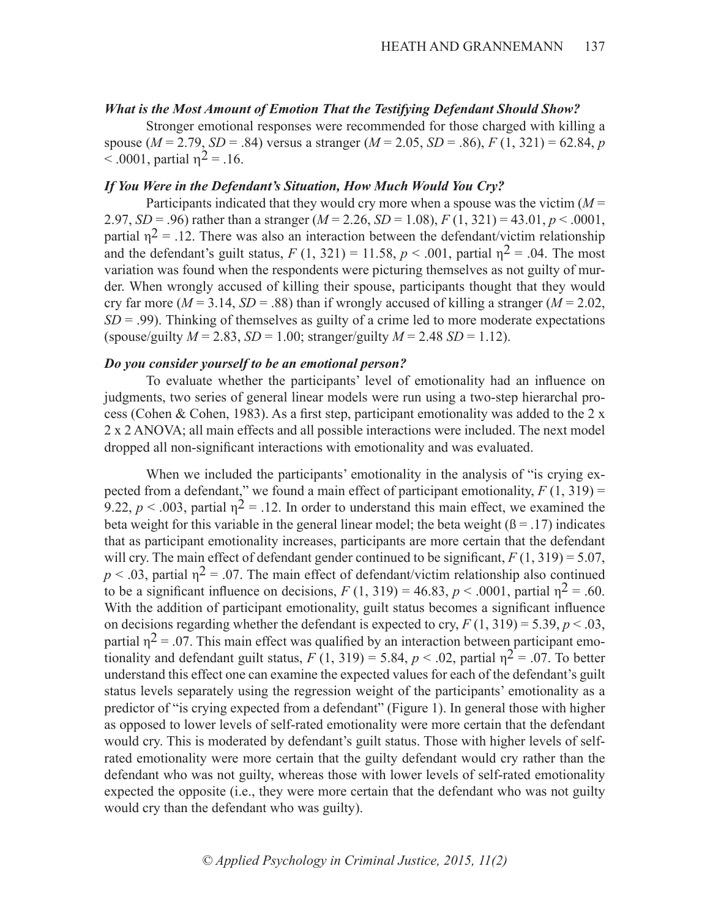### *What is the Most Amount of Emotion That the Testifying Defendant Should Show?*

Stronger emotional responses were recommended for those charged with killing a spouse ($M$ = 2.79, $SD$ = .84) versus a stranger ($M$ = 2.05, $SD$ = .86), $F$ (1, 321) = 62.84, $p$ < .0001, partial $\eta^2$ = .16.

### *If You Were in the Defendant's Situation, How Much Would You Cry?*

Participants indicated that they would cry more when a spouse was the victim ($M$ = 2.97, $SD$ = .96) rather than a stranger ($M$ = 2.26, $SD$ = 1.08), $F$ (1, 321) = 43.01, $p$ < .0001, partial $\eta^2$ = .12. There was also an interaction between the defendant/victim relationship and the defendant's guilt status, $F$ (1, 321) = 11.58, $p$ < .001, partial $\eta^2$ = .04. The most variation was found when the respondents were picturing themselves as not guilty of murder. When wrongly accused of killing their spouse, participants thought that they would cry far more ($M$ = 3.14, $SD$ = .88) than if wrongly accused of killing a stranger ($M$ = 2.02, $SD$ = .99). Thinking of themselves as guilty of a crime led to more moderate expectations (spouse/guilty $M$ = 2.83, $SD$ = 1.00; stranger/guilty $M$ = 2.48 $SD$ = 1.12).

### *Do you consider yourself to be an emotional person?*

To evaluate whether the participants' level of emotionality had an influence on judgments, two series of general linear models were run using a two-step hierarchal process (Cohen & Cohen, 1983). As a first step, participant emotionality was added to the 2 x 2 x 2 ANOVA; all main effects and all possible interactions were included. The next model dropped all non-significant interactions with emotionality and was evaluated.

When we included the participants' emotionality in the analysis of "is crying expected from a defendant," we found a main effect of participant emotionality, $F$ (1, 319) = 9.22, $p$ < .003, partial $\eta^2$ = .12. In order to understand this main effect, we examined the beta weight for this variable in the general linear model; the beta weight (ß = .17) indicates that as participant emotionality increases, participants are more certain that the defendant will cry. The main effect of defendant gender continued to be significant, $F$ (1, 319) = 5.07, $p$ < .03, partial $\eta^2$ = .07. The main effect of defendant/victim relationship also continued to be a significant influence on decisions, $F$ (1, 319) = 46.83, $p$ < .0001, partial $\eta^2$ = .60. With the addition of participant emotionality, guilt status becomes a significant influence on decisions regarding whether the defendant is expected to cry, $F$ (1, 319) = 5.39, $p$ < .03, partial $\eta^2$ = .07. This main effect was qualified by an interaction between participant emotionality and defendant guilt status, $F$ (1, 319) = 5.84, $p$ < .02, partial $\eta^2$ = .07. To better understand this effect one can examine the expected values for each of the defendant's guilt status levels separately using the regression weight of the participants' emotionality as a predictor of "is crying expected from a defendant" (Figure 1). In general those with higher as opposed to lower levels of self-rated emotionality were more certain that the defendant would cry. This is moderated by defendant's guilt status. Those with higher levels of self-rated emotionality were more certain that the guilty defendant would cry rather than the defendant who was not guilty, whereas those with lower levels of self-rated emotionality expected the opposite (i.e., they were more certain that the defendant who was not guilty would cry than the defendant who was guilty).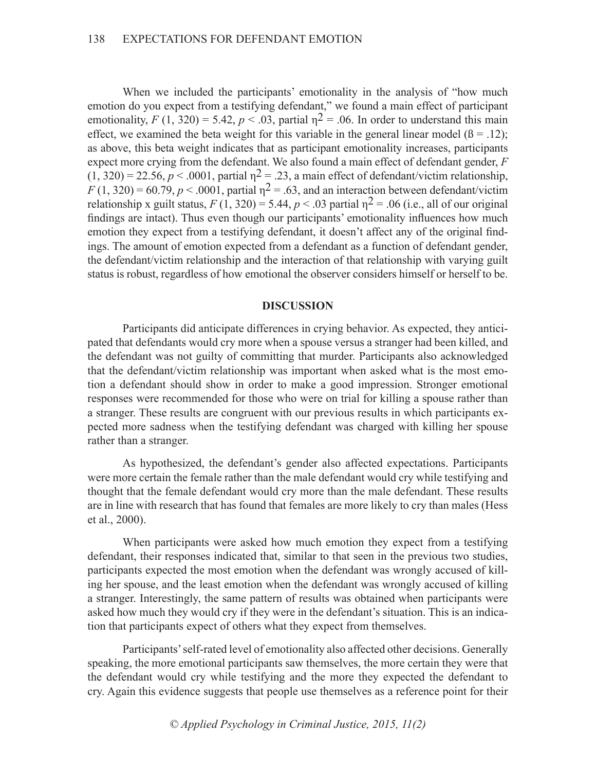When we included the participants' emotionality in the analysis of "how much emotion do you expect from a testifying defendant," we found a main effect of participant emotionality, $F(1, 320) = 5.42$, $p < .03$, partial $\eta^2 = .06$. In order to understand this main effect, we examined the beta weight for this variable in the general linear model ($\beta = .12$); as above, this beta weight indicates that as participant emotionality increases, participants expect more crying from the defendant. We also found a main effect of defendant gender, $F(1, 320) = 22.56$, $p < .0001$, partial $\eta^2 = .23$, a main effect of defendant/victim relationship, $F(1, 320) = 60.79$, $p < .0001$, partial $\eta^2 = .63$, and an interaction between defendant/victim relationship x guilt status, $F(1, 320) = 5.44$, $p < .03$ partial $\eta^2 = .06$ (i.e., all of our original findings are intact). Thus even though our participants' emotionality influences how much emotion they expect from a testifying defendant, it doesn't affect any of the original findings. The amount of emotion expected from a defendant as a function of defendant gender, the defendant/victim relationship and the interaction of that relationship with varying guilt status is robust, regardless of how emotional the observer considers himself or herself to be.

## DISCUSSION

Participants did anticipate differences in crying behavior. As expected, they anticipated that defendants would cry more when a spouse versus a stranger had been killed, and the defendant was not guilty of committing that murder. Participants also acknowledged that the defendant/victim relationship was important when asked what is the most emotion a defendant should show in order to make a good impression. Stronger emotional responses were recommended for those who were on trial for killing a spouse rather than a stranger. These results are congruent with our previous results in which participants expected more sadness when the testifying defendant was charged with killing her spouse rather than a stranger.

As hypothesized, the defendant's gender also affected expectations. Participants were more certain the female rather than the male defendant would cry while testifying and thought that the female defendant would cry more than the male defendant. These results are in line with research that has found that females are more likely to cry than males (Hess et al., 2000).

When participants were asked how much emotion they expect from a testifying defendant, their responses indicated that, similar to that seen in the previous two studies, participants expected the most emotion when the defendant was wrongly accused of killing her spouse, and the least emotion when the defendant was wrongly accused of killing a stranger. Interestingly, the same pattern of results was obtained when participants were asked how much they would cry if they were in the defendant's situation. This is an indication that participants expect of others what they expect from themselves.

Participants' self-rated level of emotionality also affected other decisions. Generally speaking, the more emotional participants saw themselves, the more certain they were that the defendant would cry while testifying and the more they expected the defendant to cry. Again this evidence suggests that people use themselves as a reference point for their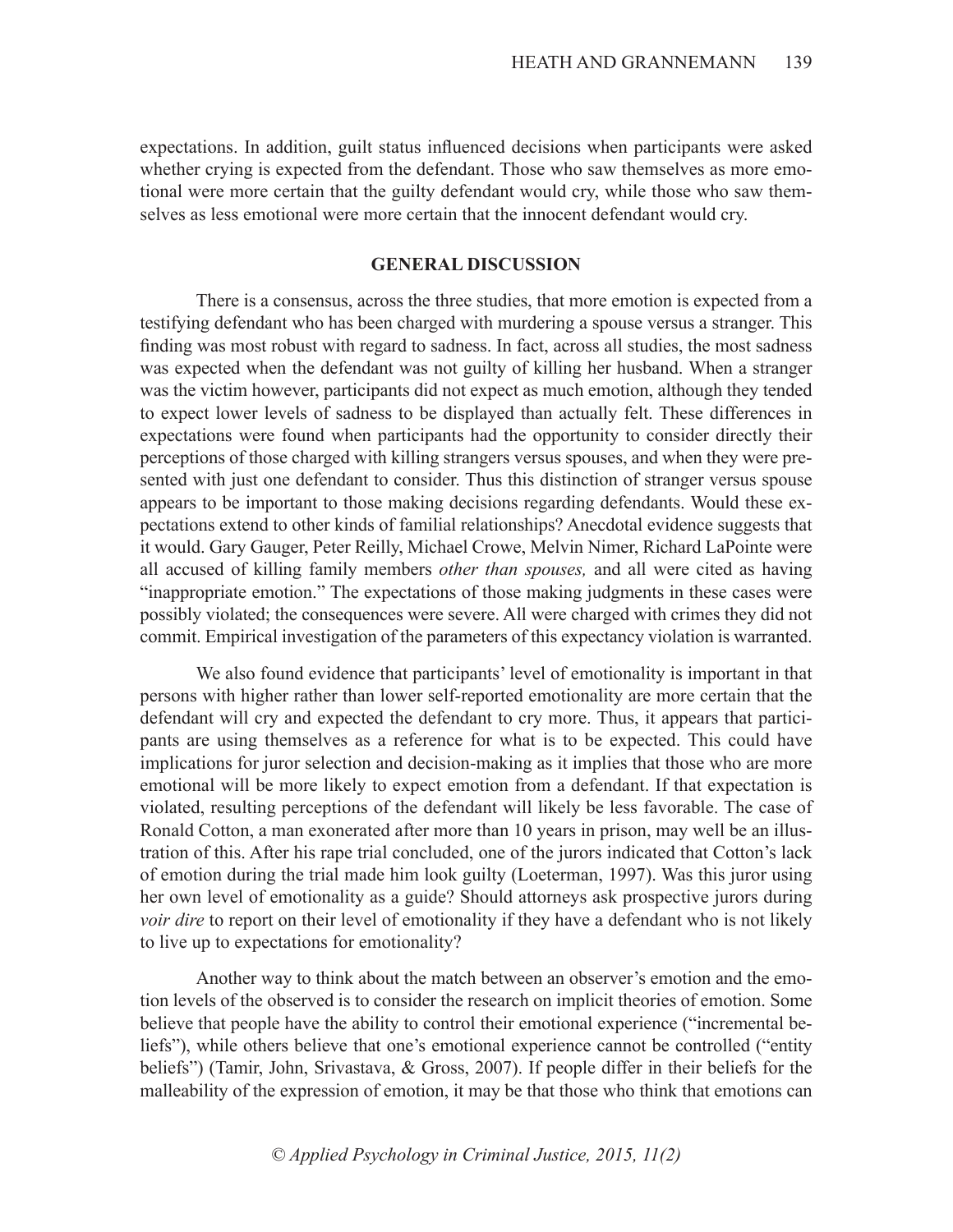expectations. In addition, guilt status influenced decisions when participants were asked whether crying is expected from the defendant. Those who saw themselves as more emotional were more certain that the guilty defendant would cry, while those who saw themselves as less emotional were more certain that the innocent defendant would cry.

## GENERAL DISCUSSION

There is a consensus, across the three studies, that more emotion is expected from a testifying defendant who has been charged with murdering a spouse versus a stranger. This finding was most robust with regard to sadness. In fact, across all studies, the most sadness was expected when the defendant was not guilty of killing her husband. When a stranger was the victim however, participants did not expect as much emotion, although they tended to expect lower levels of sadness to be displayed than actually felt. These differences in expectations were found when participants had the opportunity to consider directly their perceptions of those charged with killing strangers versus spouses, and when they were presented with just one defendant to consider. Thus this distinction of stranger versus spouse appears to be important to those making decisions regarding defendants. Would these expectations extend to other kinds of familial relationships? Anecdotal evidence suggests that it would. Gary Gauger, Peter Reilly, Michael Crowe, Melvin Nimer, Richard LaPointe were all accused of killing family members *other than spouses,* and all were cited as having "inappropriate emotion." The expectations of those making judgments in these cases were possibly violated; the consequences were severe. All were charged with crimes they did not commit. Empirical investigation of the parameters of this expectancy violation is warranted.

We also found evidence that participants' level of emotionality is important in that persons with higher rather than lower self-reported emotionality are more certain that the defendant will cry and expected the defendant to cry more. Thus, it appears that participants are using themselves as a reference for what is to be expected. This could have implications for juror selection and decision-making as it implies that those who are more emotional will be more likely to expect emotion from a defendant. If that expectation is violated, resulting perceptions of the defendant will likely be less favorable. The case of Ronald Cotton, a man exonerated after more than 10 years in prison, may well be an illustration of this. After his rape trial concluded, one of the jurors indicated that Cotton's lack of emotion during the trial made him look guilty (Loeterman, 1997). Was this juror using her own level of emotionality as a guide? Should attorneys ask prospective jurors during *voir dire* to report on their level of emotionality if they have a defendant who is not likely to live up to expectations for emotionality?

Another way to think about the match between an observer's emotion and the emotion levels of the observed is to consider the research on implicit theories of emotion. Some believe that people have the ability to control their emotional experience ("incremental beliefs"), while others believe that one's emotional experience cannot be controlled ("entity beliefs") (Tamir, John, Srivastava, & Gross, 2007). If people differ in their beliefs for the malleability of the expression of emotion, it may be that those who think that emotions can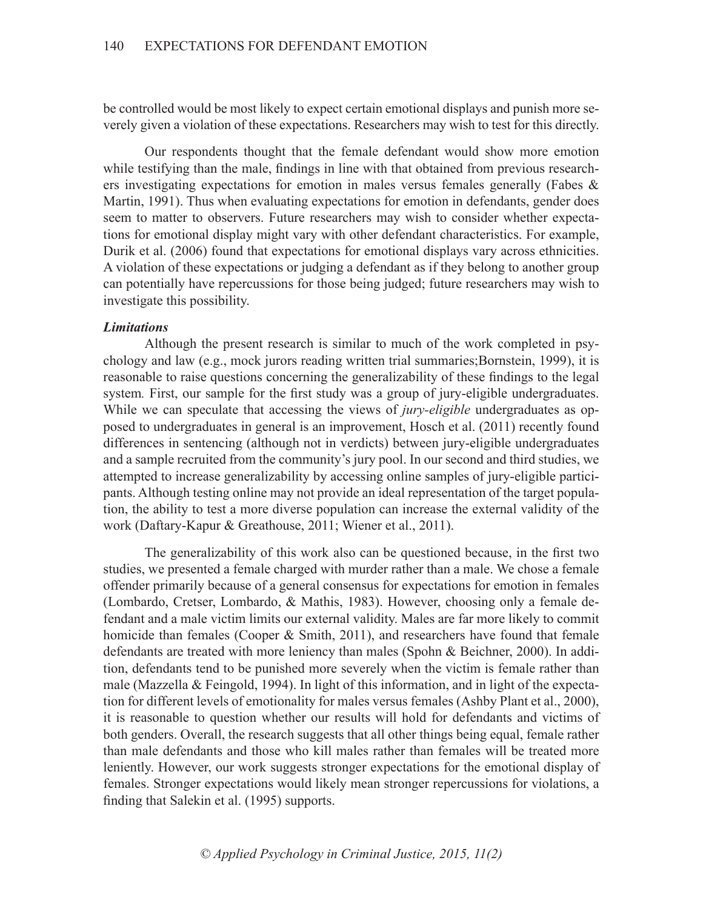be controlled would be most likely to expect certain emotional displays and punish more severely given a violation of these expectations. Researchers may wish to test for this directly.

Our respondents thought that the female defendant would show more emotion while testifying than the male, findings in line with that obtained from previous researchers investigating expectations for emotion in males versus females generally (Fabes & Martin, 1991). Thus when evaluating expectations for emotion in defendants, gender does seem to matter to observers. Future researchers may wish to consider whether expectations for emotional display might vary with other defendant characteristics. For example, Durik et al. (2006) found that expectations for emotional displays vary across ethnicities. A violation of these expectations or judging a defendant as if they belong to another group can potentially have repercussions for those being judged; future researchers may wish to investigate this possibility.

### *Limitations*

Although the present research is similar to much of the work completed in psychology and law (e.g., mock jurors reading written trial summaries;Bornstein, 1999), it is reasonable to raise questions concerning the generalizability of these findings to the legal system. First, our sample for the first study was a group of jury-eligible undergraduates. While we can speculate that accessing the views of *jury-eligible* undergraduates as opposed to undergraduates in general is an improvement, Hosch et al. (2011) recently found differences in sentencing (although not in verdicts) between jury-eligible undergraduates and a sample recruited from the community's jury pool. In our second and third studies, we attempted to increase generalizability by accessing online samples of jury-eligible participants. Although testing online may not provide an ideal representation of the target population, the ability to test a more diverse population can increase the external validity of the work (Daftary-Kapur & Greathouse, 2011; Wiener et al., 2011).

The generalizability of this work also can be questioned because, in the first two studies, we presented a female charged with murder rather than a male. We chose a female offender primarily because of a general consensus for expectations for emotion in females (Lombardo, Cretser, Lombardo, & Mathis, 1983). However, choosing only a female defendant and a male victim limits our external validity. Males are far more likely to commit homicide than females (Cooper & Smith, 2011), and researchers have found that female defendants are treated with more leniency than males (Spohn & Beichner, 2000). In addition, defendants tend to be punished more severely when the victim is female rather than male (Mazzella & Feingold, 1994). In light of this information, and in light of the expectation for different levels of emotionality for males versus females (Ashby Plant et al., 2000), it is reasonable to question whether our results will hold for defendants and victims of both genders. Overall, the research suggests that all other things being equal, female rather than male defendants and those who kill males rather than females will be treated more leniently. However, our work suggests stronger expectations for the emotional display of females. Stronger expectations would likely mean stronger repercussions for violations, a finding that Salekin et al. (1995) supports.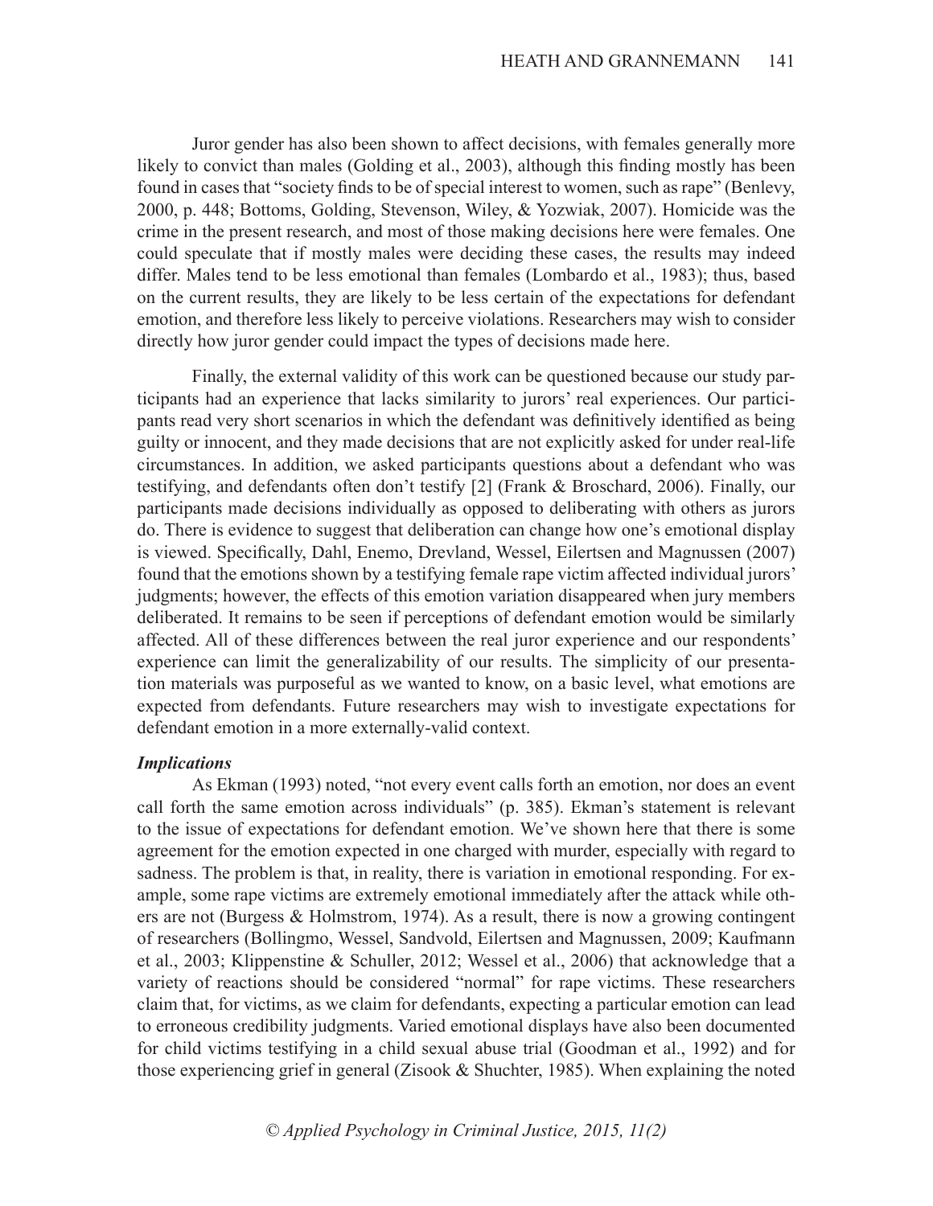Juror gender has also been shown to affect decisions, with females generally more likely to convict than males (Golding et al., 2003), although this finding mostly has been found in cases that "society finds to be of special interest to women, such as rape" (Benlevy, 2000, p. 448; Bottoms, Golding, Stevenson, Wiley, & Yozwiak, 2007). Homicide was the crime in the present research, and most of those making decisions here were females. One could speculate that if mostly males were deciding these cases, the results may indeed differ. Males tend to be less emotional than females (Lombardo et al., 1983); thus, based on the current results, they are likely to be less certain of the expectations for defendant emotion, and therefore less likely to perceive violations. Researchers may wish to consider directly how juror gender could impact the types of decisions made here.

Finally, the external validity of this work can be questioned because our study participants had an experience that lacks similarity to jurors' real experiences. Our participants read very short scenarios in which the defendant was definitively identified as being guilty or innocent, and they made decisions that are not explicitly asked for under real-life circumstances. In addition, we asked participants questions about a defendant who was testifying, and defendants often don't testify [2] (Frank & Broschard, 2006). Finally, our participants made decisions individually as opposed to deliberating with others as jurors do. There is evidence to suggest that deliberation can change how one's emotional display is viewed. Specifically, Dahl, Enemo, Drevland, Wessel, Eilertsen and Magnussen (2007) found that the emotions shown by a testifying female rape victim affected individual jurors' judgments; however, the effects of this emotion variation disappeared when jury members deliberated. It remains to be seen if perceptions of defendant emotion would be similarly affected. All of these differences between the real juror experience and our respondents' experience can limit the generalizability of our results. The simplicity of our presentation materials was purposeful as we wanted to know, on a basic level, what emotions are expected from defendants. Future researchers may wish to investigate expectations for defendant emotion in a more externally-valid context.

### *Implications*

As Ekman (1993) noted, "not every event calls forth an emotion, nor does an event call forth the same emotion across individuals" (p. 385). Ekman's statement is relevant to the issue of expectations for defendant emotion. We've shown here that there is some agreement for the emotion expected in one charged with murder, especially with regard to sadness. The problem is that, in reality, there is variation in emotional responding. For example, some rape victims are extremely emotional immediately after the attack while others are not (Burgess & Holmstrom, 1974). As a result, there is now a growing contingent of researchers (Bollingmo, Wessel, Sandvold, Eilertsen and Magnussen, 2009; Kaufmann et al., 2003; Klippenstine & Schuller, 2012; Wessel et al., 2006) that acknowledge that a variety of reactions should be considered "normal" for rape victims. These researchers claim that, for victims, as we claim for defendants, expecting a particular emotion can lead to erroneous credibility judgments. Varied emotional displays have also been documented for child victims testifying in a child sexual abuse trial (Goodman et al., 1992) and for those experiencing grief in general (Zisook & Shuchter, 1985). When explaining the noted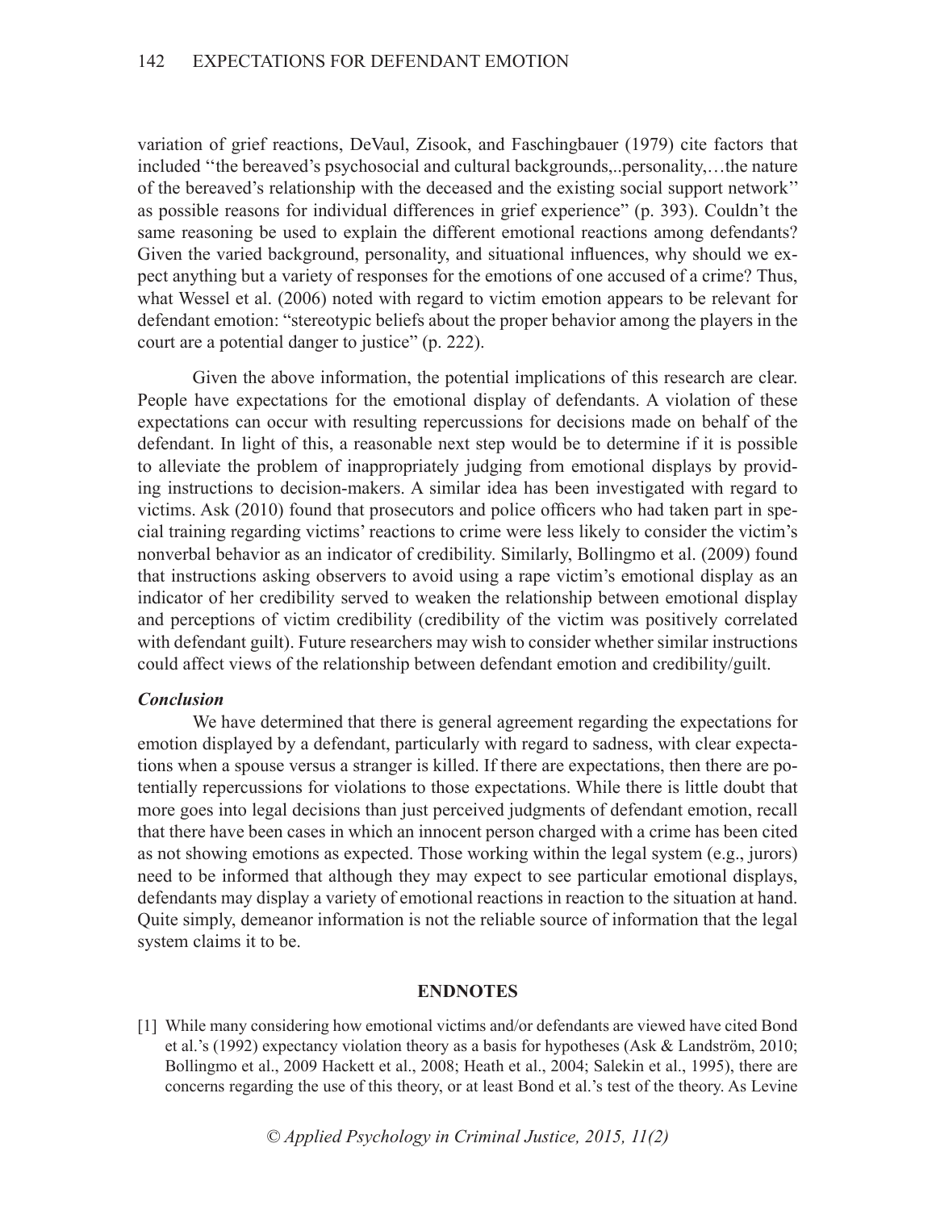variation of grief reactions, DeVaul, Zisook, and Faschingbauer (1979) cite factors that included ''the bereaved's psychosocial and cultural backgrounds,..personality,…the nature of the bereaved's relationship with the deceased and the existing social support network'' as possible reasons for individual differences in grief experience" (p. 393). Couldn't the same reasoning be used to explain the different emotional reactions among defendants? Given the varied background, personality, and situational influences, why should we expect anything but a variety of responses for the emotions of one accused of a crime? Thus, what Wessel et al. (2006) noted with regard to victim emotion appears to be relevant for defendant emotion: "stereotypic beliefs about the proper behavior among the players in the court are a potential danger to justice" (p. 222).

Given the above information, the potential implications of this research are clear. People have expectations for the emotional display of defendants. A violation of these expectations can occur with resulting repercussions for decisions made on behalf of the defendant. In light of this, a reasonable next step would be to determine if it is possible to alleviate the problem of inappropriately judging from emotional displays by providing instructions to decision-makers. A similar idea has been investigated with regard to victims. Ask (2010) found that prosecutors and police officers who had taken part in special training regarding victims' reactions to crime were less likely to consider the victim's nonverbal behavior as an indicator of credibility. Similarly, Bollingmo et al. (2009) found that instructions asking observers to avoid using a rape victim's emotional display as an indicator of her credibility served to weaken the relationship between emotional display and perceptions of victim credibility (credibility of the victim was positively correlated with defendant guilt). Future researchers may wish to consider whether similar instructions could affect views of the relationship between defendant emotion and credibility/guilt.

### *Conclusion*

We have determined that there is general agreement regarding the expectations for emotion displayed by a defendant, particularly with regard to sadness, with clear expectations when a spouse versus a stranger is killed. If there are expectations, then there are potentially repercussions for violations to those expectations. While there is little doubt that more goes into legal decisions than just perceived judgments of defendant emotion, recall that there have been cases in which an innocent person charged with a crime has been cited as not showing emotions as expected. Those working within the legal system (e.g., jurors) need to be informed that although they may expect to see particular emotional displays, defendants may display a variety of emotional reactions in reaction to the situation at hand. Quite simply, demeanor information is not the reliable source of information that the legal system claims it to be.

## ENDNOTES

[1] While many considering how emotional victims and/or defendants are viewed have cited Bond et al.'s (1992) expectancy violation theory as a basis for hypotheses (Ask & Landström, 2010; Bollingmo et al., 2009 Hackett et al., 2008; Heath et al., 2004; Salekin et al., 1995), there are concerns regarding the use of this theory, or at least Bond et al.'s test of the theory. As Levine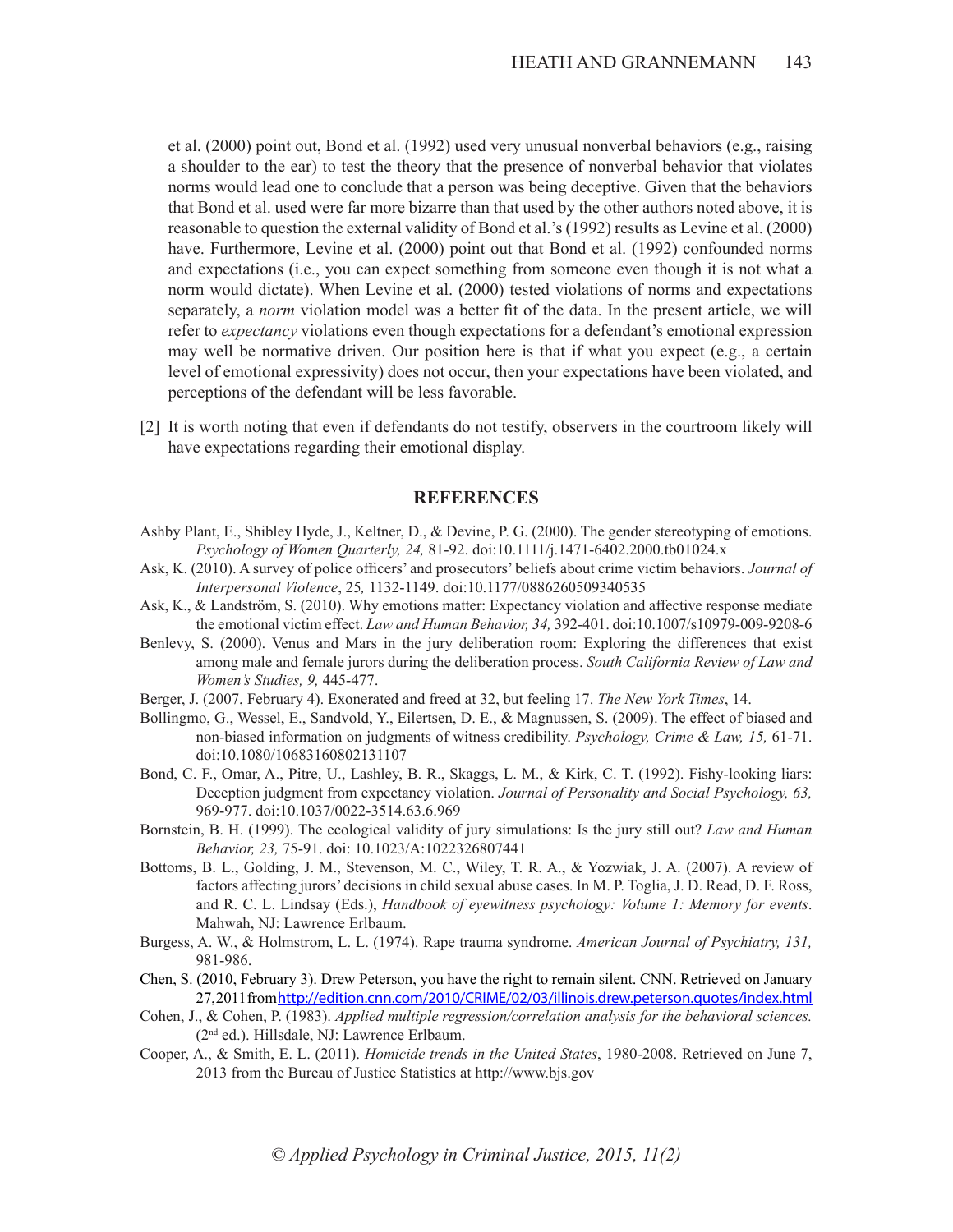et al. (2000) point out, Bond et al. (1992) used very unusual nonverbal behaviors (e.g., raising a shoulder to the ear) to test the theory that the presence of nonverbal behavior that violates norms would lead one to conclude that a person was being deceptive. Given that the behaviors that Bond et al. used were far more bizarre than that used by the other authors noted above, it is reasonable to question the external validity of Bond et al.'s (1992) results as Levine et al. (2000) have. Furthermore, Levine et al. (2000) point out that Bond et al. (1992) confounded norms and expectations (i.e., you can expect something from someone even though it is not what a norm would dictate). When Levine et al. (2000) tested violations of norms and expectations separately, a *norm* violation model was a better fit of the data. In the present article, we will refer to *expectancy* violations even though expectations for a defendant's emotional expression may well be normative driven. Our position here is that if what you expect (e.g., a certain level of emotional expressivity) does not occur, then your expectations have been violated, and perceptions of the defendant will be less favorable.

[2] It is worth noting that even if defendants do not testify, observers in the courtroom likely will have expectations regarding their emotional display.

## REFERENCES

Ashby Plant, E., Shibley Hyde, J., Keltner, D., & Devine, P. G. (2000). The gender stereotyping of emotions. *Psychology of Women Quarterly, 24,* 81-92. doi:10.1111/j.1471-6402.2000.tb01024.x

Ask, K. (2010). A survey of police officers' and prosecutors' beliefs about crime victim behaviors. *Journal of Interpersonal Violence*, 25*,* 1132-1149. doi:10.1177/0886260509340535

Ask, K., & Landström, S. (2010). Why emotions matter: Expectancy violation and affective response mediate the emotional victim effect. *Law and Human Behavior, 34,* 392-401. doi:10.1007/s10979-009-9208-6

Benlevy, S. (2000). Venus and Mars in the jury deliberation room: Exploring the differences that exist among male and female jurors during the deliberation process. *South California Review of Law and Women's Studies, 9,* 445-477.

Berger, J. (2007, February 4). Exonerated and freed at 32, but feeling 17. *The New York Times*, 14.

Bollingmo, G., Wessel, E., Sandvold, Y., Eilertsen, D. E., & Magnussen, S. (2009). The effect of biased and non-biased information on judgments of witness credibility. *Psychology, Crime & Law, 15,* 61-71. doi:10.1080/10683160802131107

Bond, C. F., Omar, A., Pitre, U., Lashley, B. R., Skaggs, L. M., & Kirk, C. T. (1992). Fishy-looking liars: Deception judgment from expectancy violation. *Journal of Personality and Social Psychology, 63,* 969-977. doi:10.1037/0022-3514.63.6.969

Bornstein, B. H. (1999). The ecological validity of jury simulations: Is the jury still out? *Law and Human Behavior, 23,* 75-91. doi: 10.1023/A:1022326807441

Bottoms, B. L., Golding, J. M., Stevenson, M. C., Wiley, T. R. A., & Yozwiak, J. A. (2007). A review of factors affecting jurors' decisions in child sexual abuse cases. In M. P. Toglia, J. D. Read, D. F. Ross, and R. C. L. Lindsay (Eds.), *Handbook of eyewitness psychology: Volume 1: Memory for events*. Mahwah, NJ: Lawrence Erlbaum.

Burgess, A. W., & Holmstrom, L. L. (1974). Rape trauma syndrome. *American Journal of Psychiatry, 131,* 981-986.

Chen, S. (2010, February 3). Drew Peterson, you have the right to remain silent. CNN. Retrieved on January 27,2011 from http://edition.cnn.com/2010/CRIME/02/03/illinois.drew.peterson.quotes/index.html

Cohen, J., & Cohen, P. (1983). *Applied multiple regression/correlation analysis for the behavioral sciences.* (2nd ed.). Hillsdale, NJ: Lawrence Erlbaum.

Cooper, A., & Smith, E. L. (2011). *Homicide trends in the United States*, 1980-2008. Retrieved on June 7, 2013 from the Bureau of Justice Statistics at http://www.bjs.gov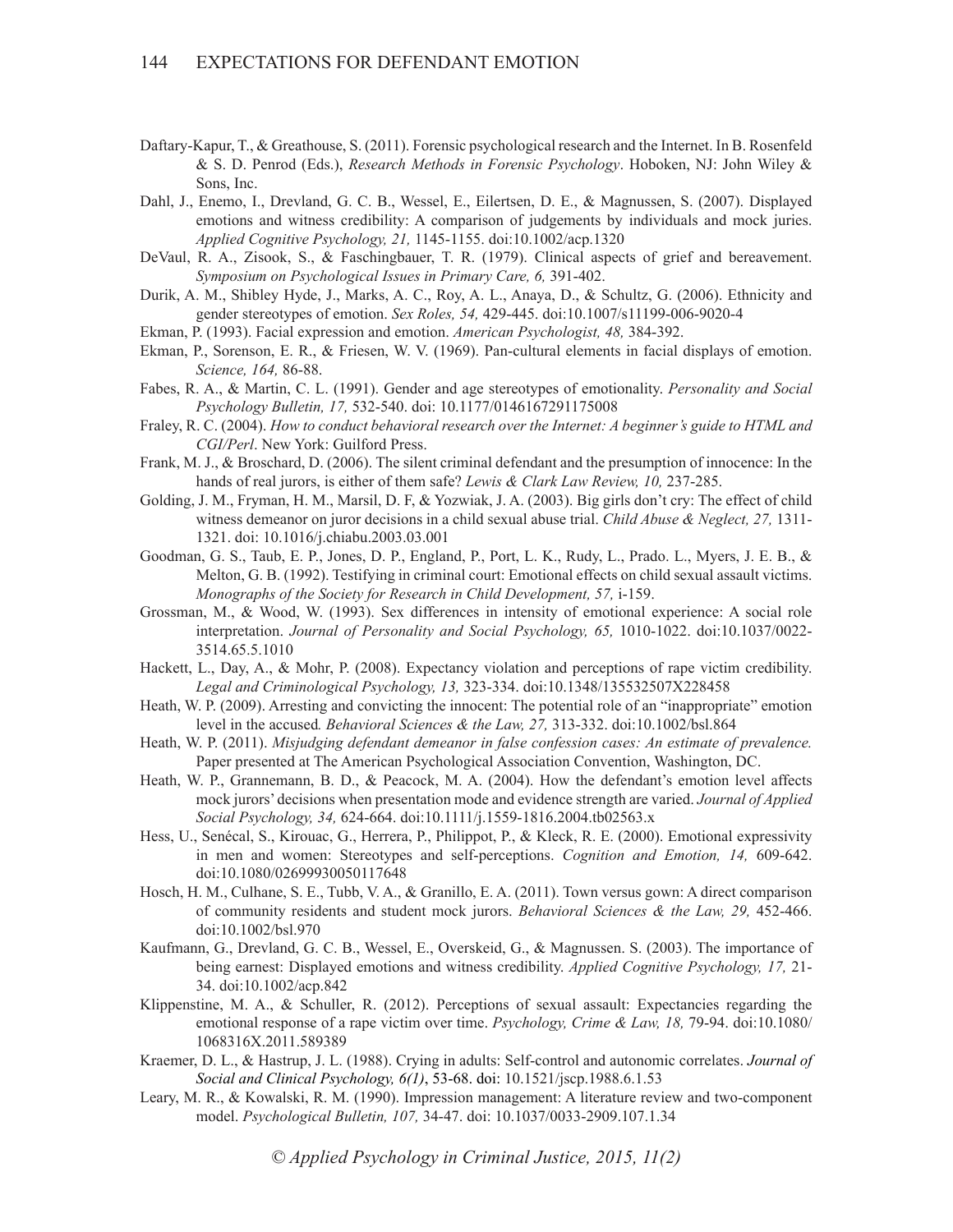Daftary-Kapur, T., & Greathouse, S. (2011). Forensic psychological research and the Internet. In B. Rosenfeld & S. D. Penrod (Eds.), *Research Methods in Forensic Psychology*. Hoboken, NJ: John Wiley & Sons, Inc.

Dahl, J., Enemo, I., Drevland, G. C. B., Wessel, E., Eilertsen, D. E., & Magnussen, S. (2007). Displayed emotions and witness credibility: A comparison of judgements by individuals and mock juries. *Applied Cognitive Psychology, 21,* 1145-1155. doi:10.1002/acp.1320

DeVaul, R. A., Zisook, S., & Faschingbauer, T. R. (1979). Clinical aspects of grief and bereavement. *Symposium on Psychological Issues in Primary Care, 6,* 391-402.

Durik, A. M., Shibley Hyde, J., Marks, A. C., Roy, A. L., Anaya, D., & Schultz, G. (2006). Ethnicity and gender stereotypes of emotion. *Sex Roles, 54,* 429-445. doi:10.1007/s11199-006-9020-4

Ekman, P. (1993). Facial expression and emotion. *American Psychologist, 48,* 384-392.

Ekman, P., Sorenson, E. R., & Friesen, W. V. (1969). Pan-cultural elements in facial displays of emotion. *Science, 164,* 86-88.

Fabes, R. A., & Martin, C. L. (1991). Gender and age stereotypes of emotionality. *Personality and Social Psychology Bulletin, 17,* 532-540. doi: 10.1177/0146167291175008

Fraley, R. C. (2004). *How to conduct behavioral research over the Internet: A beginner's guide to HTML and CGI/Perl*. New York: Guilford Press.

Frank, M. J., & Broschard, D. (2006). The silent criminal defendant and the presumption of innocence: In the hands of real jurors, is either of them safe? *Lewis & Clark Law Review, 10,* 237-285.

Golding, J. M., Fryman, H. M., Marsil, D. F, & Yozwiak, J. A. (2003). Big girls don't cry: The effect of child witness demeanor on juror decisions in a child sexual abuse trial. *Child Abuse & Neglect, 27,* 1311-1321. doi: 10.1016/j.chiabu.2003.03.001

Goodman, G. S., Taub, E. P., Jones, D. P., England, P., Port, L. K., Rudy, L., Prado. L., Myers, J. E. B., & Melton, G. B. (1992). Testifying in criminal court: Emotional effects on child sexual assault victims. *Monographs of the Society for Research in Child Development, 57,* i-159.

Grossman, M., & Wood, W. (1993). Sex differences in intensity of emotional experience: A social role interpretation. *Journal of Personality and Social Psychology, 65,* 1010-1022. doi:10.1037/0022-3514.65.5.1010

Hackett, L., Day, A., & Mohr, P. (2008). Expectancy violation and perceptions of rape victim credibility. *Legal and Criminological Psychology, 13,* 323-334. doi:10.1348/135532507X228458

Heath, W. P. (2009). Arresting and convicting the innocent: The potential role of an "inappropriate" emotion level in the accused*. Behavioral Sciences & the Law, 27,* 313-332. doi:10.1002/bsl.864

Heath, W. P. (2011). *Misjudging defendant demeanor in false confession cases: An estimate of prevalence.* Paper presented at The American Psychological Association Convention, Washington, DC.

Heath, W. P., Grannemann, B. D., & Peacock, M. A. (2004). How the defendant's emotion level affects mock jurors' decisions when presentation mode and evidence strength are varied. *Journal of Applied Social Psychology, 34,* 624-664. doi:10.1111/j.1559-1816.2004.tb02563.x

Hess, U., Senécal, S., Kirouac, G., Herrera, P., Philippot, P., & Kleck, R. E. (2000). Emotional expressivity in men and women: Stereotypes and self-perceptions. *Cognition and Emotion, 14,* 609-642. doi:10.1080/02699930050117648

Hosch, H. M., Culhane, S. E., Tubb, V. A., & Granillo, E. A. (2011). Town versus gown: A direct comparison of community residents and student mock jurors. *Behavioral Sciences & the Law, 29,* 452-466. doi:10.1002/bsl.970

Kaufmann, G., Drevland, G. C. B., Wessel, E., Overskeid, G., & Magnussen. S. (2003). The importance of being earnest: Displayed emotions and witness credibility. *Applied Cognitive Psychology, 17,* 21-34. doi:10.1002/acp.842

Klippenstine, M. A., & Schuller, R. (2012). Perceptions of sexual assault: Expectancies regarding the emotional response of a rape victim over time. *Psychology, Crime & Law, 18,* 79-94. doi:10.1080/1068316X.2011.589389

Kraemer, D. L., & Hastrup, J. L. (1988). Crying in adults: Self-control and autonomic correlates. *Journal of Social and Clinical Psychology, 6(1)*, 53-68. doi: 10.1521/jscp.1988.6.1.53

Leary, M. R., & Kowalski, R. M. (1990). Impression management: A literature review and two-component model. *Psychological Bulletin, 107,* 34-47. doi: 10.1037/0033-2909.107.1.34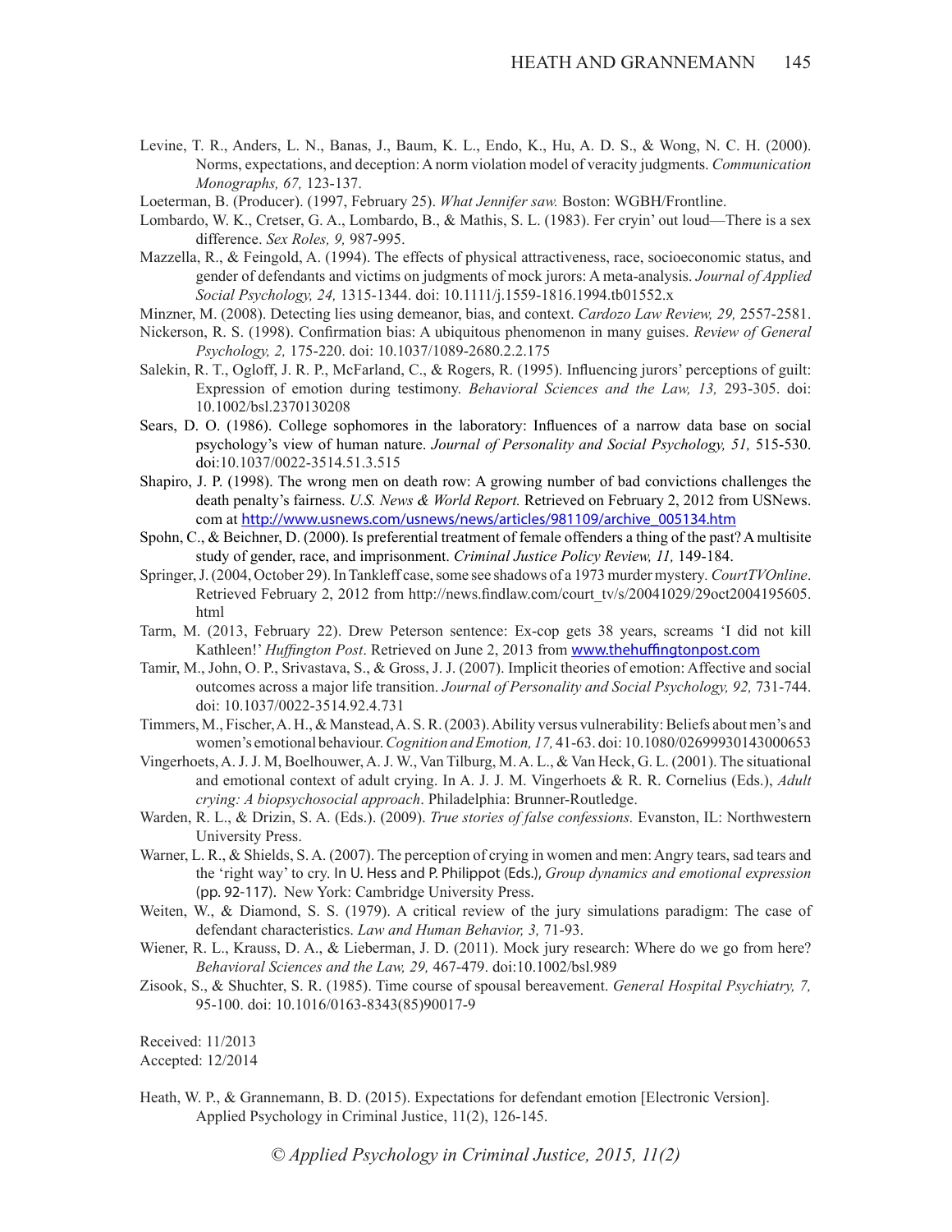Levine, T. R., Anders, L. N., Banas, J., Baum, K. L., Endo, K., Hu, A. D. S., & Wong, N. C. H. (2000). Norms, expectations, and deception: A norm violation model of veracity judgments. *Communication Monographs, 67,* 123-137.

Loeterman, B. (Producer). (1997, February 25). *What Jennifer saw.* Boston: WGBH/Frontline.

Lombardo, W. K., Cretser, G. A., Lombardo, B., & Mathis, S. L. (1983). Fer cryin' out loud—There is a sex difference. *Sex Roles, 9,* 987-995.

Mazzella, R., & Feingold, A. (1994). The effects of physical attractiveness, race, socioeconomic status, and gender of defendants and victims on judgments of mock jurors: A meta-analysis. *Journal of Applied Social Psychology, 24,* 1315-1344. doi: 10.1111/j.1559-1816.1994.tb01552.x

Minzner, M. (2008). Detecting lies using demeanor, bias, and context. *Cardozo Law Review, 29,* 2557-2581.

Nickerson, R. S. (1998). Confirmation bias: A ubiquitous phenomenon in many guises. *Review of General Psychology, 2,* 175-220. doi: 10.1037/1089-2680.2.2.175

Salekin, R. T., Ogloff, J. R. P., McFarland, C., & Rogers, R. (1995). Influencing jurors' perceptions of guilt: Expression of emotion during testimony. *Behavioral Sciences and the Law, 13,* 293-305. doi: 10.1002/bsl.2370130208

Sears, D. O. (1986). College sophomores in the laboratory: Influences of a narrow data base on social psychology's view of human nature. *Journal of Personality and Social Psychology, 51,* 515-530. doi:10.1037/0022-3514.51.3.515

Shapiro, J. P. (1998). The wrong men on death row: A growing number of bad convictions challenges the death penalty's fairness. *U.S. News & World Report.* Retrieved on February 2, 2012 from USNews.com at http://www.usnews.com/usnews/news/articles/981109/archive_005134.htm

Spohn, C., & Beichner, D. (2000). Is preferential treatment of female offenders a thing of the past? A multisite study of gender, race, and imprisonment. *Criminal Justice Policy Review, 11,* 149-184.

Springer, J. (2004, October 29). In Tankleff case, some see shadows of a 1973 murder mystery. *CourtTVOnline*. Retrieved February 2, 2012 from http://news.findlaw.com/court_tv/s/20041029/29oct2004195605.html

Tarm, M. (2013, February 22). Drew Peterson sentence: Ex-cop gets 38 years, screams 'I did not kill Kathleen!' *Huffington Post*. Retrieved on June 2, 2013 from www.thehuffingtonpost.com

Tamir, M., John, O. P., Srivastava, S., & Gross, J. J. (2007). Implicit theories of emotion: Affective and social outcomes across a major life transition. *Journal of Personality and Social Psychology, 92,* 731-744. doi: 10.1037/0022-3514.92.4.731

Timmers, M., Fischer, A. H., & Manstead, A. S. R. (2003). Ability versus vulnerability: Beliefs about men's and women's emotional behaviour. *Cognition and Emotion, 17,* 41-63. doi: 10.1080/02699930143000653

Vingerhoets, A. J. J. M, Boelhouwer, A. J. W., Van Tilburg, M. A. L., & Van Heck, G. L. (2001). The situational and emotional context of adult crying. In A. J. J. M. Vingerhoets & R. R. Cornelius (Eds.), *Adult crying: A biopsychosocial approach*. Philadelphia: Brunner-Routledge.

Warden, R. L., & Drizin, S. A. (Eds.). (2009). *True stories of false confessions.* Evanston, IL: Northwestern University Press.

Warner, L. R., & Shields, S. A. (2007). The perception of crying in women and men: Angry tears, sad tears and the 'right way' to cry. In U. Hess and P. Philippot (Eds.), *Group dynamics and emotional expression* (pp. 92-117). New York: Cambridge University Press.

Weiten, W., & Diamond, S. S. (1979). A critical review of the jury simulations paradigm: The case of defendant characteristics. *Law and Human Behavior, 3,* 71-93.

Wiener, R. L., Krauss, D. A., & Lieberman, J. D. (2011). Mock jury research: Where do we go from here? *Behavioral Sciences and the Law, 29,* 467-479. doi:10.1002/bsl.989

Zisook, S., & Shuchter, S. R. (1985). Time course of spousal bereavement. *General Hospital Psychiatry, 7,* 95-100. doi: 10.1016/0163-8343(85)90017-9

Received: 11/2013
Accepted: 12/2014

Heath, W. P., & Grannemann, B. D. (2015). Expectations for defendant emotion [Electronic Version]. Applied Psychology in Criminal Justice, 11(2), 126-145.